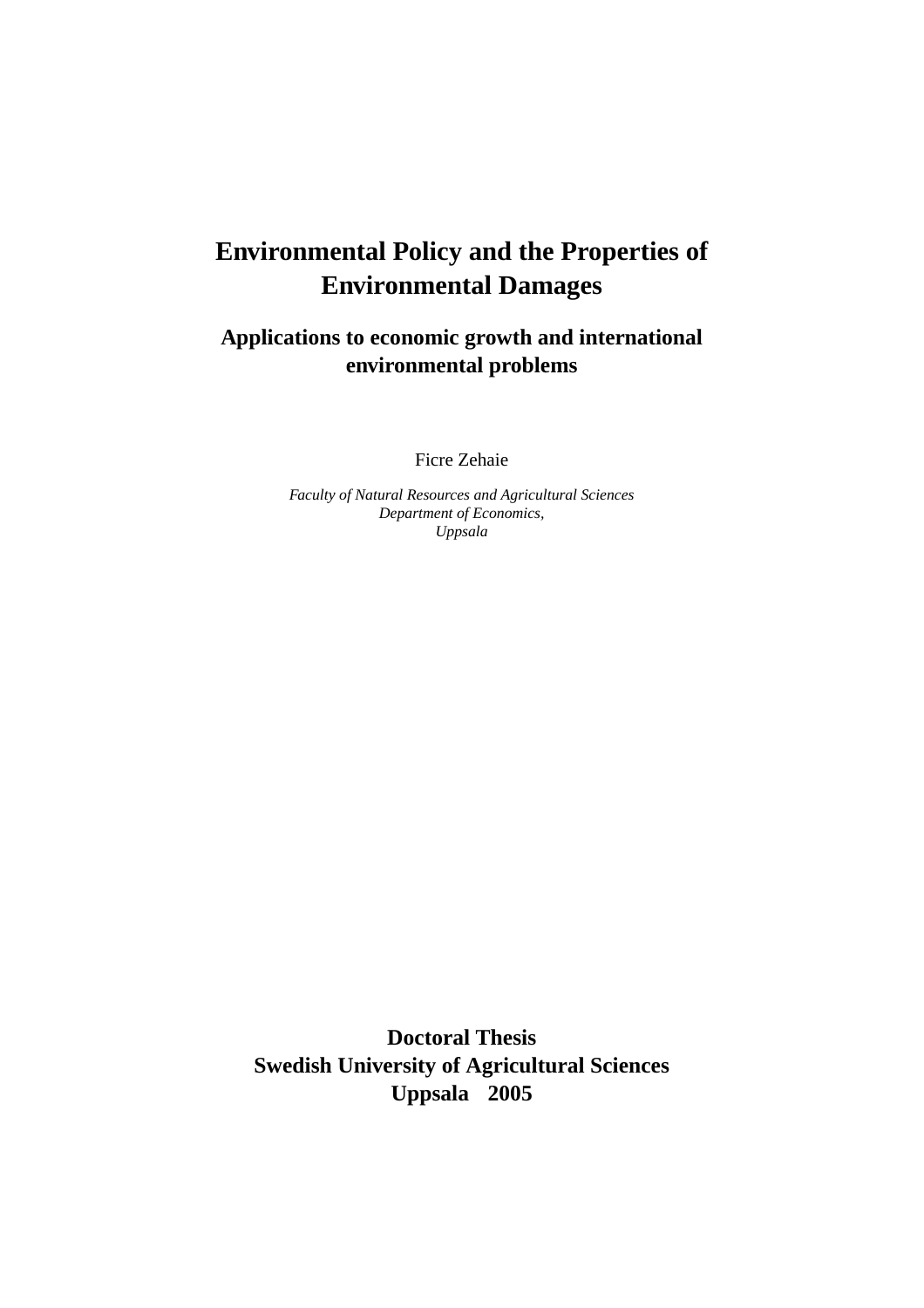# Environmental Policy and the Properties of Environmental Damages

## Applications to economic growth and international environmental problems

Ficre Zehaie

*Faculty of Natural Resources and Agricultural Sciences*
*Department of Economics,*
*Uppsala*

**Doctoral Thesis**
**Swedish University of Agricultural Sciences**
**Uppsala 2005**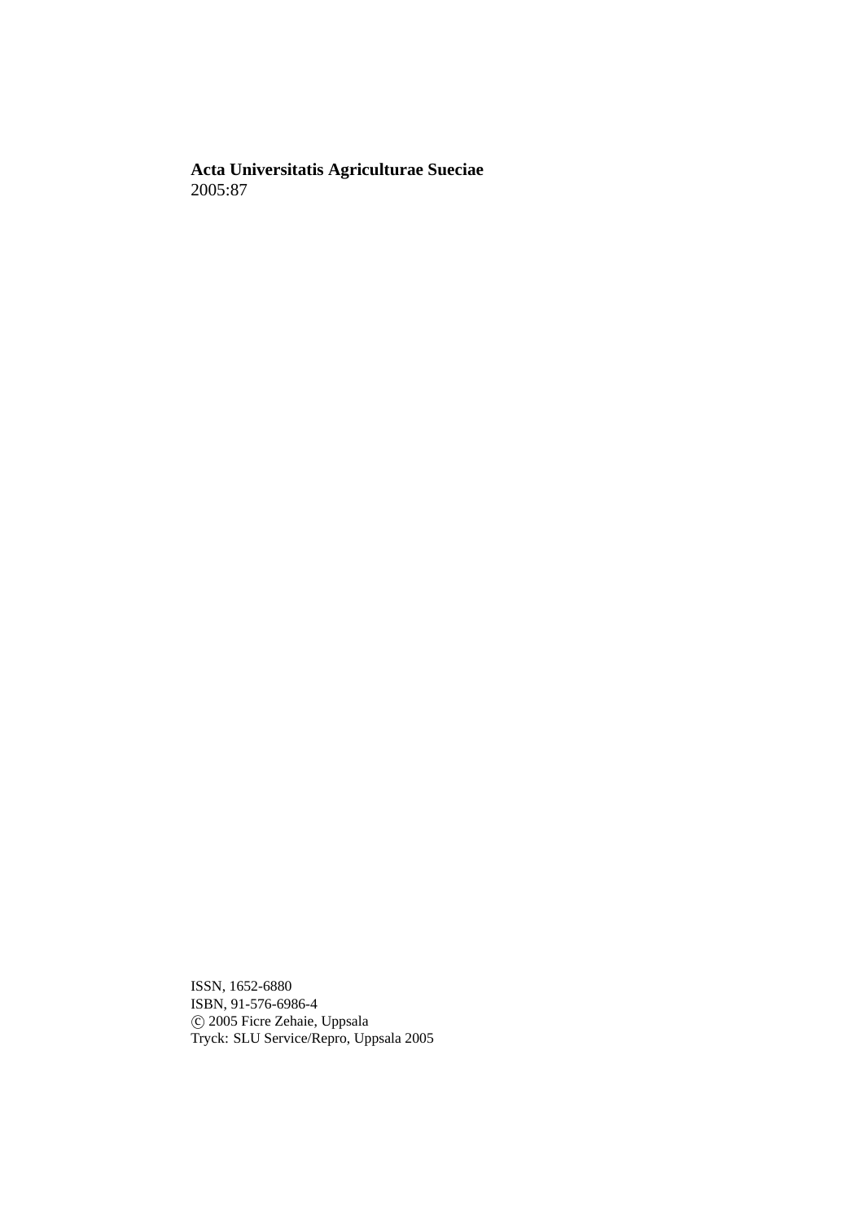**Acta Universitatis Agriculturae Sueciae**
2005:87

ISSN, 1652-6880
ISBN, 91-576-6986-4
© 2005 Ficre Zehaie, Uppsala
Tryck: SLU Service/Repro, Uppsala 2005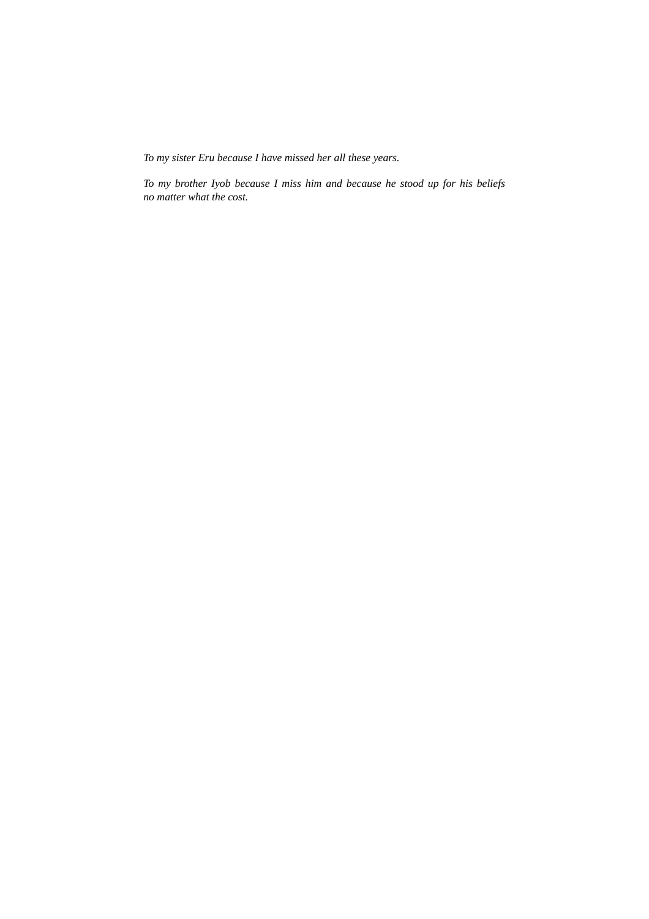*To my sister Eru because I have missed her all these years.*

*To my brother Iyob because I miss him and because he stood up for his beliefs no matter what the cost.*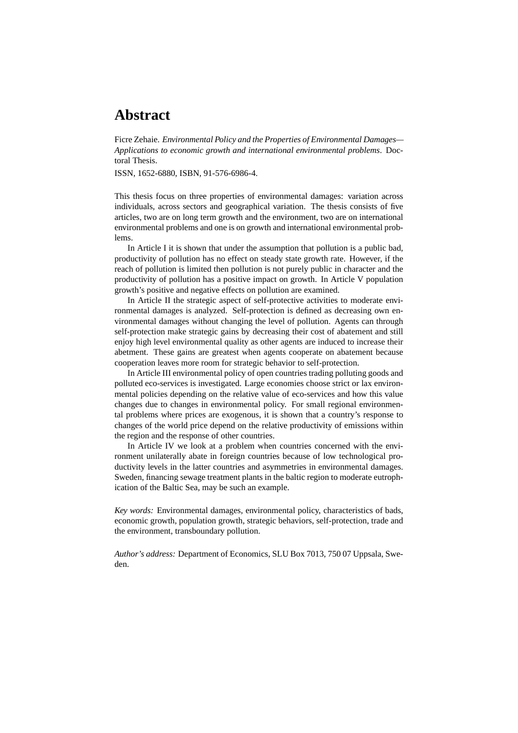# Abstract

Ficre Zehaie. *Environmental Policy and the Properties of Environmental Damages—Applications to economic growth and international environmental problems*. Doctoral Thesis.

ISSN, 1652-6880, ISBN, 91-576-6986-4.

This thesis focus on three properties of environmental damages: variation across individuals, across sectors and geographical variation. The thesis consists of five articles, two are on long term growth and the environment, two are on international environmental problems and one is on growth and international environmental problems.

In Article I it is shown that under the assumption that pollution is a public bad, productivity of pollution has no effect on steady state growth rate. However, if the reach of pollution is limited then pollution is not purely public in character and the productivity of pollution has a positive impact on growth. In Article V population growth's positive and negative effects on pollution are examined.

In Article II the strategic aspect of self-protective activities to moderate environmental damages is analyzed. Self-protection is defined as decreasing own environmental damages without changing the level of pollution. Agents can through self-protection make strategic gains by decreasing their cost of abatement and still enjoy high level environmental quality as other agents are induced to increase their abetment. These gains are greatest when agents cooperate on abatement because cooperation leaves more room for strategic behavior to self-protection.

In Article III environmental policy of open countries trading polluting goods and polluted eco-services is investigated. Large economies choose strict or lax environmental policies depending on the relative value of eco-services and how this value changes due to changes in environmental policy. For small regional environmental problems where prices are exogenous, it is shown that a country's response to changes of the world price depend on the relative productivity of emissions within the region and the response of other countries.

In Article IV we look at a problem when countries concerned with the environment unilaterally abate in foreign countries because of low technological productivity levels in the latter countries and asymmetries in environmental damages. Sweden, financing sewage treatment plants in the baltic region to moderate eutrophication of the Baltic Sea, may be such an example.

*Key words:* Environmental damages, environmental policy, characteristics of bads, economic growth, population growth, strategic behaviors, self-protection, trade and the environment, transboundary pollution.

*Author's address:* Department of Economics, SLU Box 7013, 750 07 Uppsala, Sweden.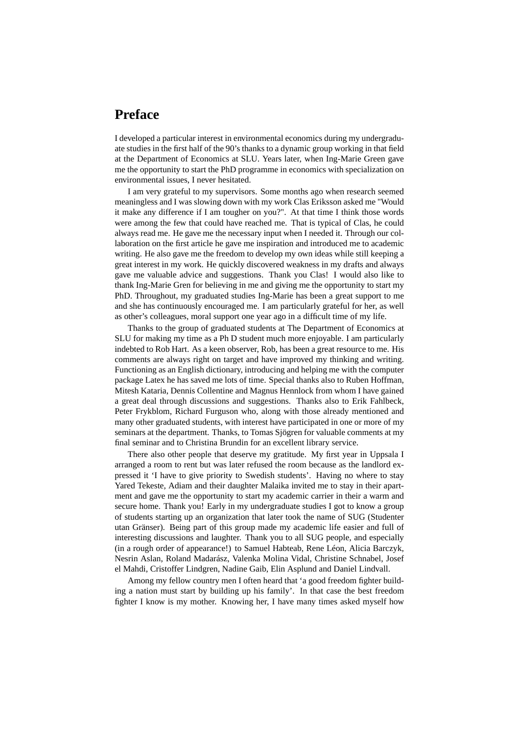# Preface

I developed a particular interest in environmental economics during my undergraduate studies in the first half of the 90's thanks to a dynamic group working in that field at the Department of Economics at SLU. Years later, when Ing-Marie Green gave me the opportunity to start the PhD programme in economics with specialization on environmental issues, I never hesitated.

I am very grateful to my supervisors. Some months ago when research seemed meaningless and I was slowing down with my work Clas Eriksson asked me "Would it make any difference if I am tougher on you?". At that time I think those words were among the few that could have reached me. That is typical of Clas, he could always read me. He gave me the necessary input when I needed it. Through our collaboration on the first article he gave me inspiration and introduced me to academic writing. He also gave me the freedom to develop my own ideas while still keeping a great interest in my work. He quickly discovered weakness in my drafts and always gave me valuable advice and suggestions. Thank you Clas! I would also like to thank Ing-Marie Gren for believing in me and giving me the opportunity to start my PhD. Throughout, my graduated studies Ing-Marie has been a great support to me and she has continuously encouraged me. I am particularly grateful for her, as well as other's colleagues, moral support one year ago in a difficult time of my life.

Thanks to the group of graduated students at The Department of Economics at SLU for making my time as a Ph D student much more enjoyable. I am particularly indebted to Rob Hart. As a keen observer, Rob, has been a great resource to me. His comments are always right on target and have improved my thinking and writing. Functioning as an English dictionary, introducing and helping me with the computer package Latex he has saved me lots of time. Special thanks also to Ruben Hoffman, Mitesh Kataria, Dennis Collentine and Magnus Hennlock from whom I have gained a great deal through discussions and suggestions. Thanks also to Erik Fahlbeck, Peter Frykblom, Richard Furguson who, along with those already mentioned and many other graduated students, with interest have participated in one or more of my seminars at the department. Thanks, to Tomas Sjögren for valuable comments at my final seminar and to Christina Brundin for an excellent library service.

There also other people that deserve my gratitude. My first year in Uppsala I arranged a room to rent but was later refused the room because as the landlord expressed it 'I have to give priority to Swedish students'. Having no where to stay Yared Tekeste, Adiam and their daughter Malaika invited me to stay in their apartment and gave me the opportunity to start my academic carrier in their a warm and secure home. Thank you! Early in my undergraduate studies I got to know a group of students starting up an organization that later took the name of SUG (Studenter utan Gränser). Being part of this group made my academic life easier and full of interesting discussions and laughter. Thank you to all SUG people, and especially (in a rough order of appearance!) to Samuel Habteab, Rene Léon, Alicia Barczyk, Nesrin Aslan, Roland Madarász, Valenka Molina Vidal, Christine Schnabel, Josef el Mahdi, Cristoffer Lindgren, Nadine Gaib, Elin Asplund and Daniel Lindvall.

Among my fellow country men I often heard that 'a good freedom fighter building a nation must start by building up his family'. In that case the best freedom fighter I know is my mother. Knowing her, I have many times asked myself how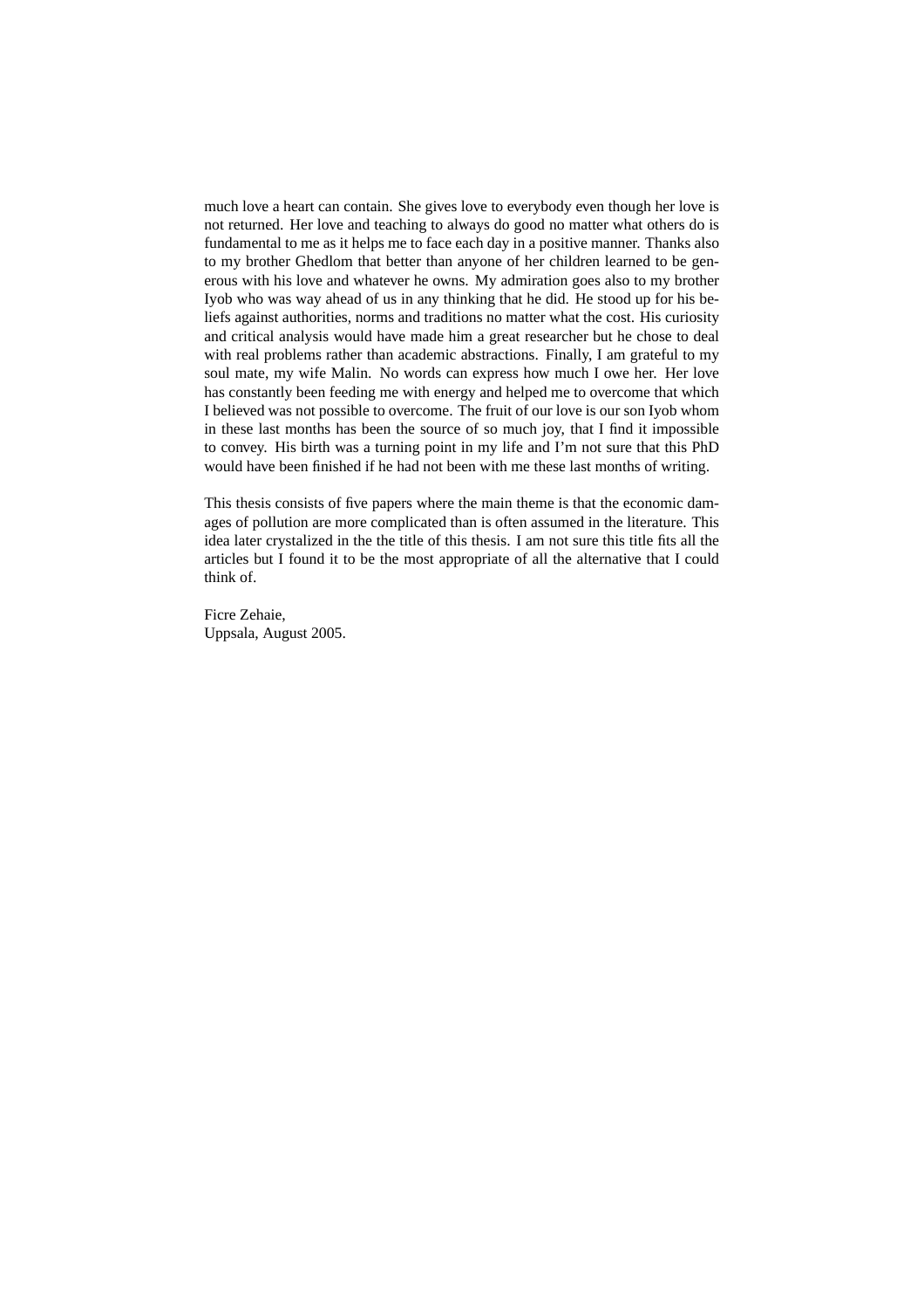much love a heart can contain. She gives love to everybody even though her love is not returned. Her love and teaching to always do good no matter what others do is fundamental to me as it helps me to face each day in a positive manner. Thanks also to my brother Ghedlom that better than anyone of her children learned to be generous with his love and whatever he owns. My admiration goes also to my brother Iyob who was way ahead of us in any thinking that he did. He stood up for his beliefs against authorities, norms and traditions no matter what the cost. His curiosity and critical analysis would have made him a great researcher but he chose to deal with real problems rather than academic abstractions. Finally, I am grateful to my soul mate, my wife Malin. No words can express how much I owe her. Her love has constantly been feeding me with energy and helped me to overcome that which I believed was not possible to overcome. The fruit of our love is our son Iyob whom in these last months has been the source of so much joy, that I find it impossible to convey. His birth was a turning point in my life and I'm not sure that this PhD would have been finished if he had not been with me these last months of writing.

This thesis consists of five papers where the main theme is that the economic damages of pollution are more complicated than is often assumed in the literature. This idea later crystalized in the the title of this thesis. I am not sure this title fits all the articles but I found it to be the most appropriate of all the alternative that I could think of.

Ficre Zehaie,
Uppsala, August 2005.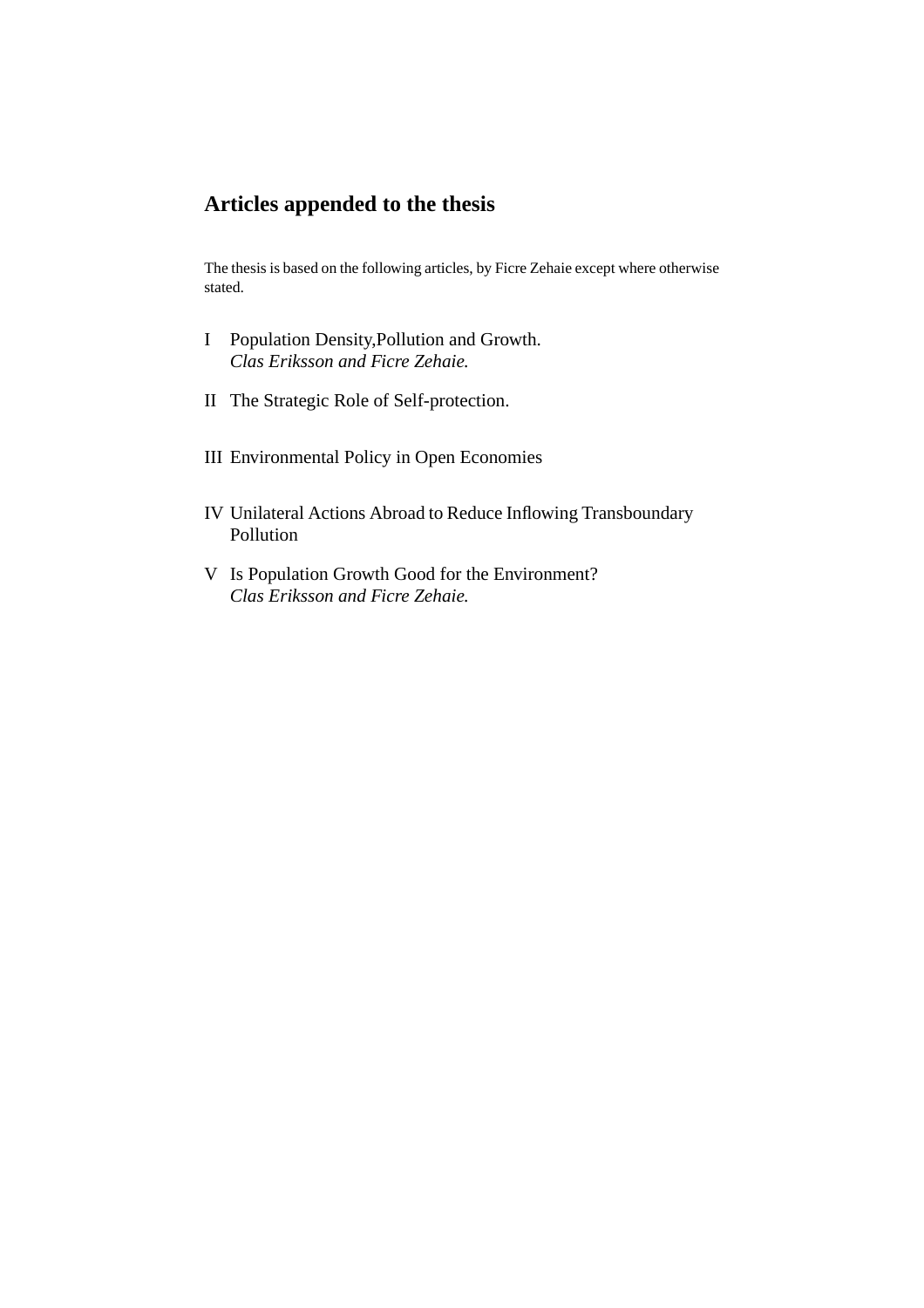## Articles appended to the thesis

The thesis is based on the following articles, by Ficre Zehaie except where otherwise stated.

I Population Density,Pollution and Growth.
*Clas Eriksson and Ficre Zehaie.*

II The Strategic Role of Self-protection.

III Environmental Policy in Open Economies

IV Unilateral Actions Abroad to Reduce Inflowing Transboundary Pollution

V Is Population Growth Good for the Environment?
*Clas Eriksson and Ficre Zehaie.*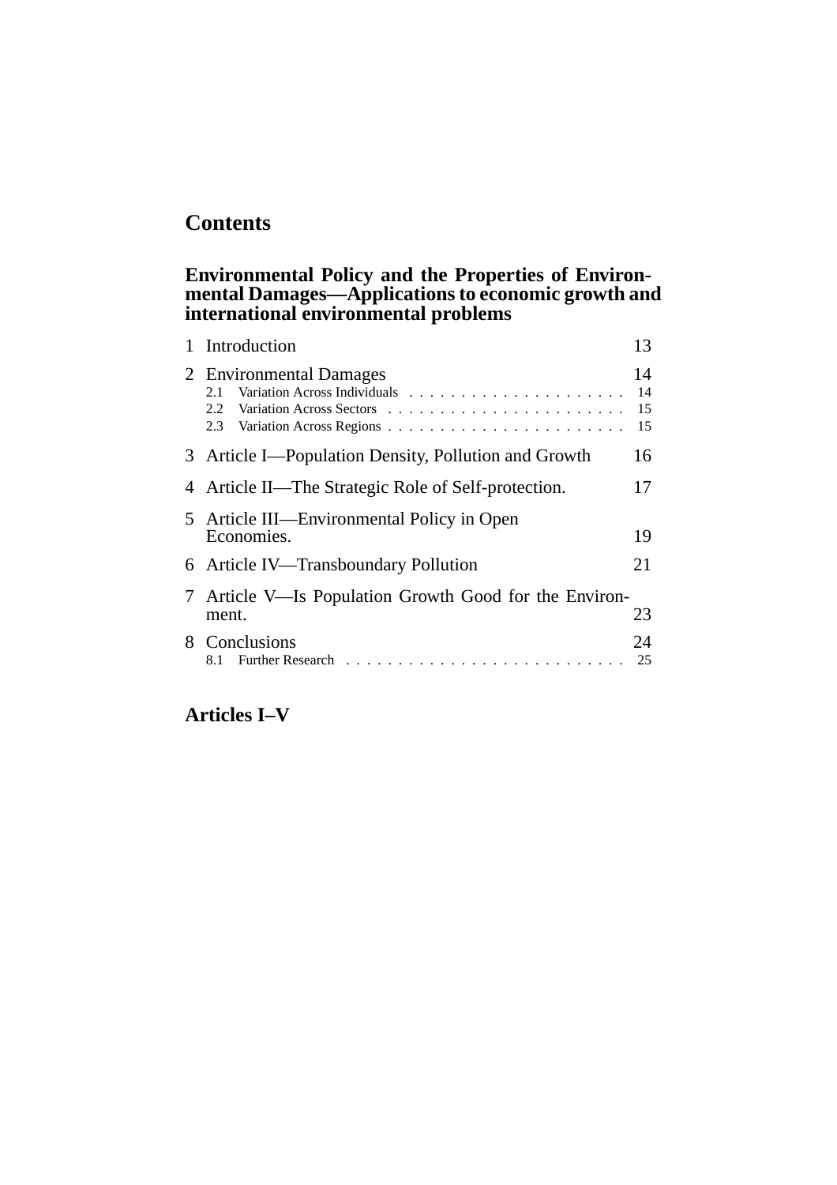# Contents

## Environmental Policy and the Properties of Environmental Damages—Applications to economic growth and international environmental problems

| | | |
|---|---|---|
| 1 | Introduction | 13 |
| 2 | Environmental Damages | 14 |
| | 2.1 Variation Across Individuals | 14 |
| | 2.2 Variation Across Sectors | 15 |
| | 2.3 Variation Across Regions | 15 |
| 3 | Article I—Population Density, Pollution and Growth | 16 |
| 4 | Article II—The Strategic Role of Self-protection. | 17 |
| 5 | Article III—Environmental Policy in Open Economies. | 19 |
| 6 | Article IV—Transboundary Pollution | 21 |
| 7 | Article V—Is Population Growth Good for the Environment. | 23 |
| 8 | Conclusions | 24 |
| | 8.1 Further Research | 25 |

## Articles I–V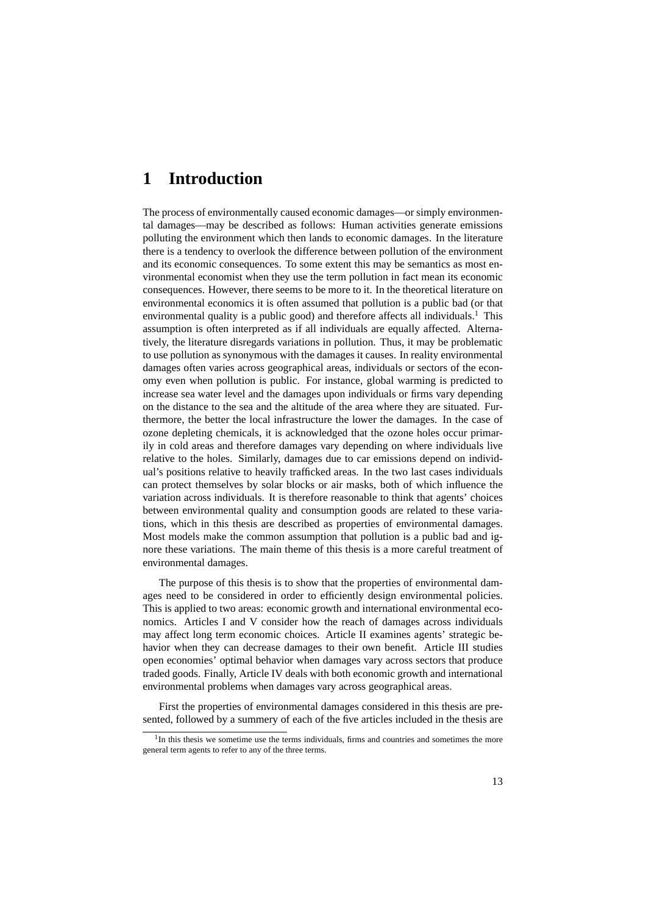# 1 Introduction

The process of environmentally caused economic damages—or simply environmental damages—may be described as follows: Human activities generate emissions polluting the environment which then lands to economic damages. In the literature there is a tendency to overlook the difference between pollution of the environment and its economic consequences. To some extent this may be semantics as most environmental economist when they use the term pollution in fact mean its economic consequences. However, there seems to be more to it. In the theoretical literature on environmental economics it is often assumed that pollution is a public bad (or that environmental quality is a public good) and therefore affects all individuals.[1] This assumption is often interpreted as if all individuals are equally affected. Alternatively, the literature disregards variations in pollution. Thus, it may be problematic to use pollution as synonymous with the damages it causes. In reality environmental damages often varies across geographical areas, individuals or sectors of the economy even when pollution is public. For instance, global warming is predicted to increase sea water level and the damages upon individuals or firms vary depending on the distance to the sea and the altitude of the area where they are situated. Furthermore, the better the local infrastructure the lower the damages. In the case of ozone depleting chemicals, it is acknowledged that the ozone holes occur primarily in cold areas and therefore damages vary depending on where individuals live relative to the holes. Similarly, damages due to car emissions depend on individual's positions relative to heavily trafficked areas. In the two last cases individuals can protect themselves by solar blocks or air masks, both of which influence the variation across individuals. It is therefore reasonable to think that agents' choices between environmental quality and consumption goods are related to these variations, which in this thesis are described as properties of environmental damages. Most models make the common assumption that pollution is a public bad and ignore these variations. The main theme of this thesis is a more careful treatment of environmental damages.

The purpose of this thesis is to show that the properties of environmental damages need to be considered in order to efficiently design environmental policies. This is applied to two areas: economic growth and international environmental economics. Articles I and V consider how the reach of damages across individuals may affect long term economic choices. Article II examines agents' strategic behavior when they can decrease damages to their own benefit. Article III studies open economies' optimal behavior when damages vary across sectors that produce traded goods. Finally, Article IV deals with both economic growth and international environmental problems when damages vary across geographical areas.

First the properties of environmental damages considered in this thesis are presented, followed by a summery of each of the five articles included in the thesis are

[1] In this thesis we sometime use the terms individuals, firms and countries and sometimes the more general term agents to refer to any of the three terms.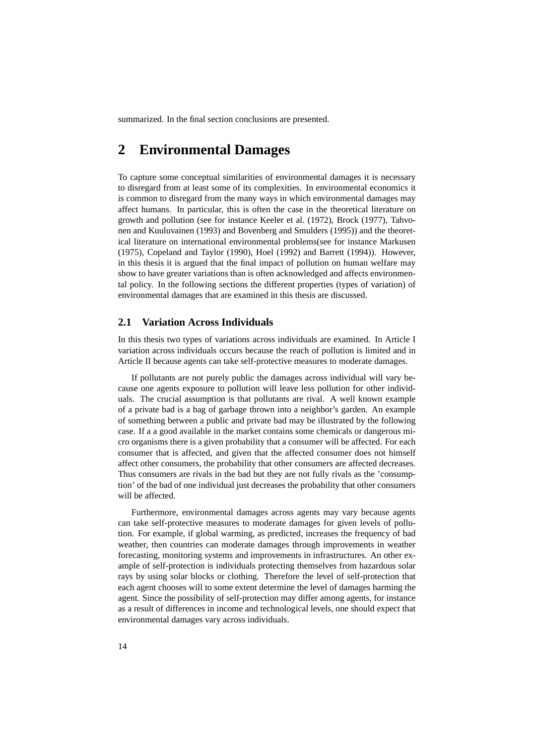summarized. In the final section conclusions are presented.

# 2 Environmental Damages

To capture some conceptual similarities of environmental damages it is necessary to disregard from at least some of its complexities. In environmental economics it is common to disregard from the many ways in which environmental damages may affect humans. In particular, this is often the case in the theoretical literature on growth and pollution (see for instance Keeler et al. (1972), Brock (1977), Tahvonen and Kuuluvainen (1993) and Bovenberg and Smulders (1995)) and the theoretical literature on international environmental problems(see for instance Markusen (1975), Copeland and Taylor (1990), Hoel (1992) and Barrett (1994)). However, in this thesis it is argued that the final impact of pollution on human welfare may show to have greater variations than is often acknowledged and affects environmental policy. In the following sections the different properties (types of variation) of environmental damages that are examined in this thesis are discussed.

## 2.1 Variation Across Individuals

In this thesis two types of variations across individuals are examined. In Article I variation across individuals occurs because the reach of pollution is limited and in Article II because agents can take self-protective measures to moderate damages.

If pollutants are not purely public the damages across individual will vary because one agents exposure to pollution will leave less pollution for other individuals. The crucial assumption is that pollutants are rival. A well known example of a private bad is a bag of garbage thrown into a neighbor's garden. An example of something between a public and private bad may be illustrated by the following case. If a a good available in the market contains some chemicals or dangerous micro organisms there is a given probability that a consumer will be affected. For each consumer that is affected, and given that the affected consumer does not himself affect other consumers, the probability that other consumers are affected decreases. Thus consumers are rivals in the bad but they are not fully rivals as the 'consumption' of the bad of one individual just decreases the probability that other consumers will be affected.

Furthermore, environmental damages across agents may vary because agents can take self-protective measures to moderate damages for given levels of pollution. For example, if global warming, as predicted, increases the frequency of bad weather, then countries can moderate damages through improvements in weather forecasting, monitoring systems and improvements in infrastructures. An other example of self-protection is individuals protecting themselves from hazardous solar rays by using solar blocks or clothing. Therefore the level of self-protection that each agent chooses will to some extent determine the level of damages harming the agent. Since the possibility of self-protection may differ among agents, for instance as a result of differences in income and technological levels, one should expect that environmental damages vary across individuals.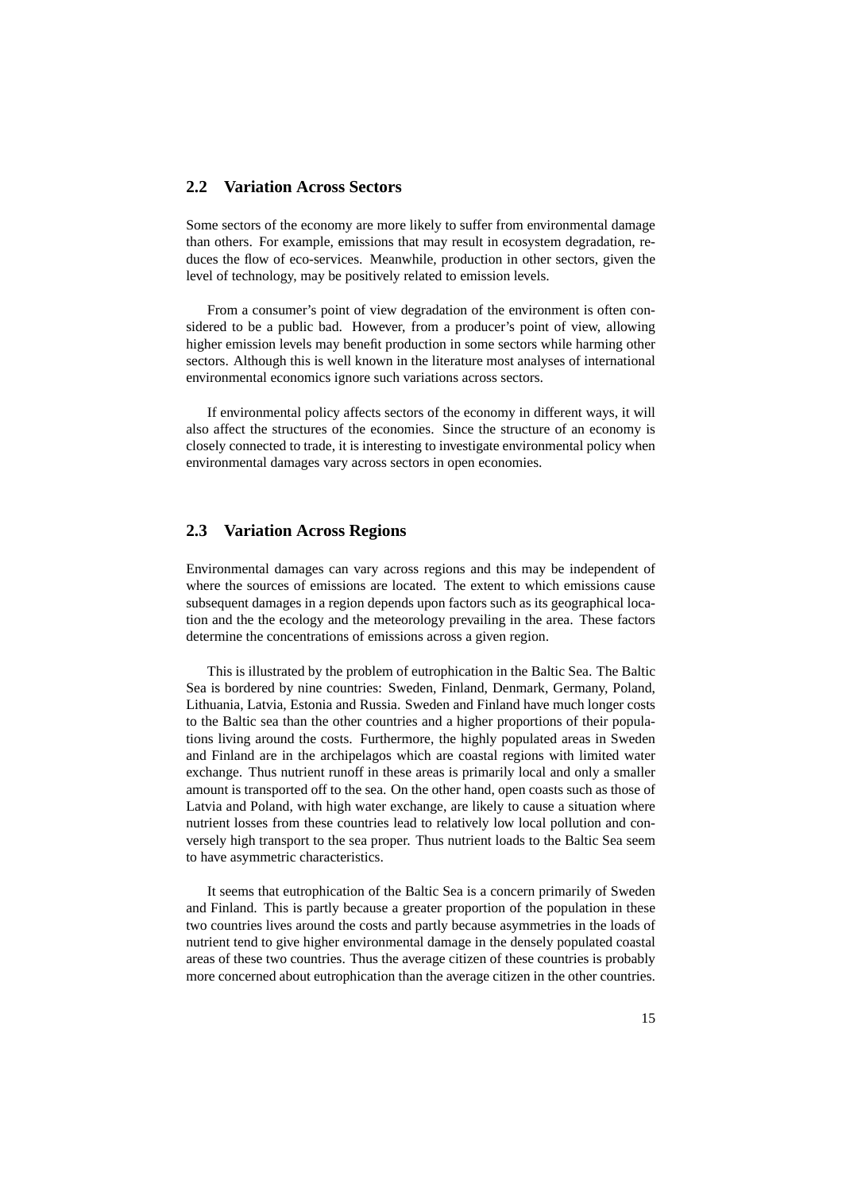## 2.2 Variation Across Sectors

Some sectors of the economy are more likely to suffer from environmental damage than others. For example, emissions that may result in ecosystem degradation, reduces the flow of eco-services. Meanwhile, production in other sectors, given the level of technology, may be positively related to emission levels.

From a consumer's point of view degradation of the environment is often considered to be a public bad. However, from a producer's point of view, allowing higher emission levels may benefit production in some sectors while harming other sectors. Although this is well known in the literature most analyses of international environmental economics ignore such variations across sectors.

If environmental policy affects sectors of the economy in different ways, it will also affect the structures of the economies. Since the structure of an economy is closely connected to trade, it is interesting to investigate environmental policy when environmental damages vary across sectors in open economies.

## 2.3 Variation Across Regions

Environmental damages can vary across regions and this may be independent of where the sources of emissions are located. The extent to which emissions cause subsequent damages in a region depends upon factors such as its geographical location and the the ecology and the meteorology prevailing in the area. These factors determine the concentrations of emissions across a given region.

This is illustrated by the problem of eutrophication in the Baltic Sea. The Baltic Sea is bordered by nine countries: Sweden, Finland, Denmark, Germany, Poland, Lithuania, Latvia, Estonia and Russia. Sweden and Finland have much longer costs to the Baltic sea than the other countries and a higher proportions of their populations living around the costs. Furthermore, the highly populated areas in Sweden and Finland are in the archipelagos which are coastal regions with limited water exchange. Thus nutrient runoff in these areas is primarily local and only a smaller amount is transported off to the sea. On the other hand, open coasts such as those of Latvia and Poland, with high water exchange, are likely to cause a situation where nutrient losses from these countries lead to relatively low local pollution and conversely high transport to the sea proper. Thus nutrient loads to the Baltic Sea seem to have asymmetric characteristics.

It seems that eutrophication of the Baltic Sea is a concern primarily of Sweden and Finland. This is partly because a greater proportion of the population in these two countries lives around the costs and partly because asymmetries in the loads of nutrient tend to give higher environmental damage in the densely populated coastal areas of these two countries. Thus the average citizen of these countries is probably more concerned about eutrophication than the average citizen in the other countries.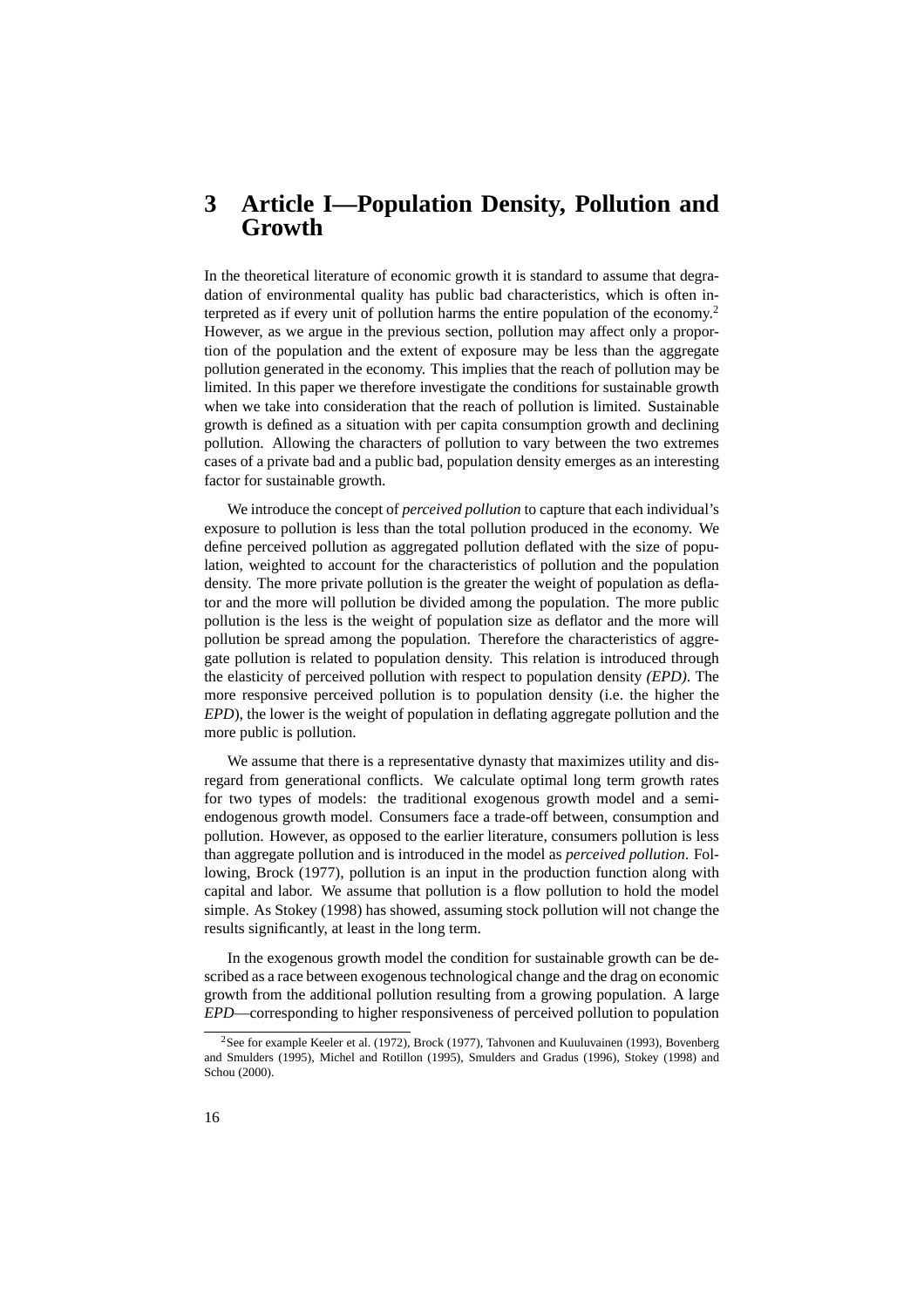# 3 Article I—Population Density, Pollution and Growth

In the theoretical literature of economic growth it is standard to assume that degradation of environmental quality has public bad characteristics, which is often interpreted as if every unit of pollution harms the entire population of the economy.[2] However, as we argue in the previous section, pollution may affect only a proportion of the population and the extent of exposure may be less than the aggregate pollution generated in the economy. This implies that the reach of pollution may be limited. In this paper we therefore investigate the conditions for sustainable growth when we take into consideration that the reach of pollution is limited. Sustainable growth is defined as a situation with per capita consumption growth and declining pollution. Allowing the characters of pollution to vary between the two extremes cases of a private bad and a public bad, population density emerges as an interesting factor for sustainable growth.

We introduce the concept of *perceived pollution* to capture that each individual's exposure to pollution is less than the total pollution produced in the economy. We define perceived pollution as aggregated pollution deflated with the size of population, weighted to account for the characteristics of pollution and the population density. The more private pollution is the greater the weight of population as deflator and the more will pollution be divided among the population. The more public pollution is the less is the weight of population size as deflator and the more will pollution be spread among the population. Therefore the characteristics of aggregate pollution is related to population density. This relation is introduced through the elasticity of perceived pollution with respect to population density *(EPD)*. The more responsive perceived pollution is to population density (i.e. the higher the *EPD*), the lower is the weight of population in deflating aggregate pollution and the more public is pollution.

We assume that there is a representative dynasty that maximizes utility and disregard from generational conflicts. We calculate optimal long term growth rates for two types of models: the traditional exogenous growth model and a semi-endogenous growth model. Consumers face a trade-off between, consumption and pollution. However, as opposed to the earlier literature, consumers pollution is less than aggregate pollution and is introduced in the model as *perceived pollution*. Following, Brock (1977), pollution is an input in the production function along with capital and labor. We assume that pollution is a flow pollution to hold the model simple. As Stokey (1998) has showed, assuming stock pollution will not change the results significantly, at least in the long term.

In the exogenous growth model the condition for sustainable growth can be described as a race between exogenous technological change and the drag on economic growth from the additional pollution resulting from a growing population. A large *EPD*—corresponding to higher responsiveness of perceived pollution to population

[2] See for example Keeler et al. (1972), Brock (1977), Tahvonen and Kuuluvainen (1993), Bovenberg and Smulders (1995), Michel and Rotillon (1995), Smulders and Gradus (1996), Stokey (1998) and Schou (2000).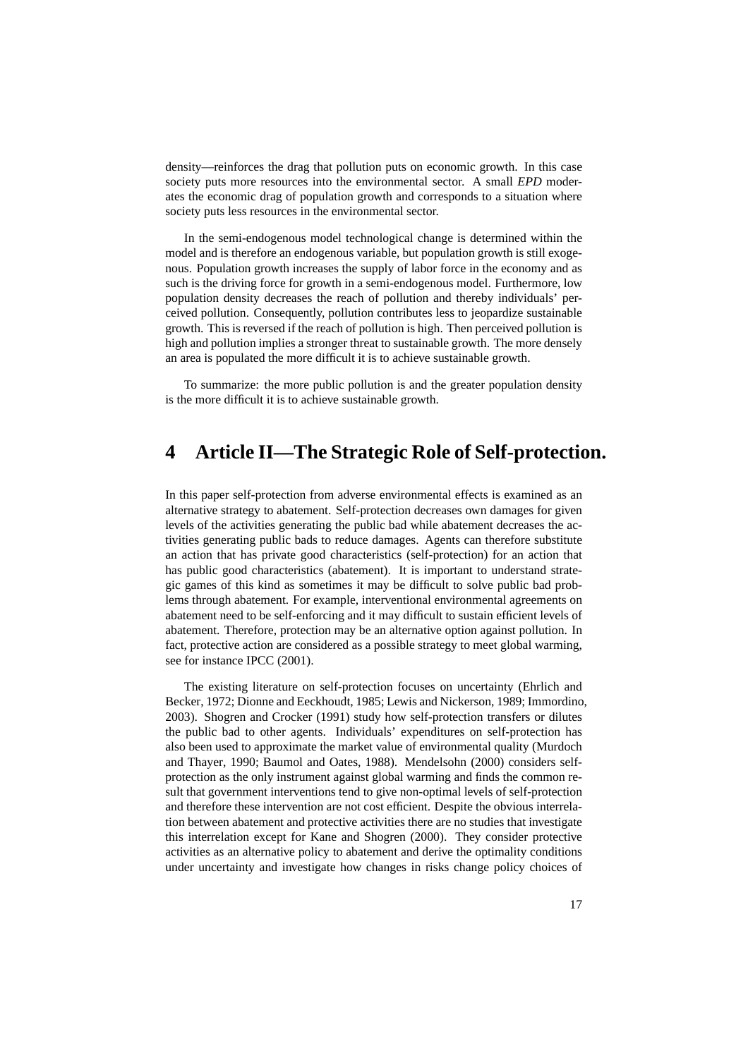density—reinforces the drag that pollution puts on economic growth. In this case society puts more resources into the environmental sector. A small *EPD* moderates the economic drag of population growth and corresponds to a situation where society puts less resources in the environmental sector.

In the semi-endogenous model technological change is determined within the model and is therefore an endogenous variable, but population growth is still exogenous. Population growth increases the supply of labor force in the economy and as such is the driving force for growth in a semi-endogenous model. Furthermore, low population density decreases the reach of pollution and thereby individuals' perceived pollution. Consequently, pollution contributes less to jeopardize sustainable growth. This is reversed if the reach of pollution is high. Then perceived pollution is high and pollution implies a stronger threat to sustainable growth. The more densely an area is populated the more difficult it is to achieve sustainable growth.

To summarize: the more public pollution is and the greater population density is the more difficult it is to achieve sustainable growth.

# 4 Article II—The Strategic Role of Self-protection.

In this paper self-protection from adverse environmental effects is examined as an alternative strategy to abatement. Self-protection decreases own damages for given levels of the activities generating the public bad while abatement decreases the activities generating public bads to reduce damages. Agents can therefore substitute an action that has private good characteristics (self-protection) for an action that has public good characteristics (abatement). It is important to understand strategic games of this kind as sometimes it may be difficult to solve public bad problems through abatement. For example, interventional environmental agreements on abatement need to be self-enforcing and it may difficult to sustain efficient levels of abatement. Therefore, protection may be an alternative option against pollution. In fact, protective action are considered as a possible strategy to meet global warming, see for instance IPCC (2001).

The existing literature on self-protection focuses on uncertainty (Ehrlich and Becker, 1972; Dionne and Eeckhoudt, 1985; Lewis and Nickerson, 1989; Immordino, 2003). Shogren and Crocker (1991) study how self-protection transfers or dilutes the public bad to other agents. Individuals' expenditures on self-protection has also been used to approximate the market value of environmental quality (Murdoch and Thayer, 1990; Baumol and Oates, 1988). Mendelsohn (2000) considers self-protection as the only instrument against global warming and finds the common result that government interventions tend to give non-optimal levels of self-protection and therefore these intervention are not cost efficient. Despite the obvious interrelation between abatement and protective activities there are no studies that investigate this interrelation except for Kane and Shogren (2000). They consider protective activities as an alternative policy to abatement and derive the optimality conditions under uncertainty and investigate how changes in risks change policy choices of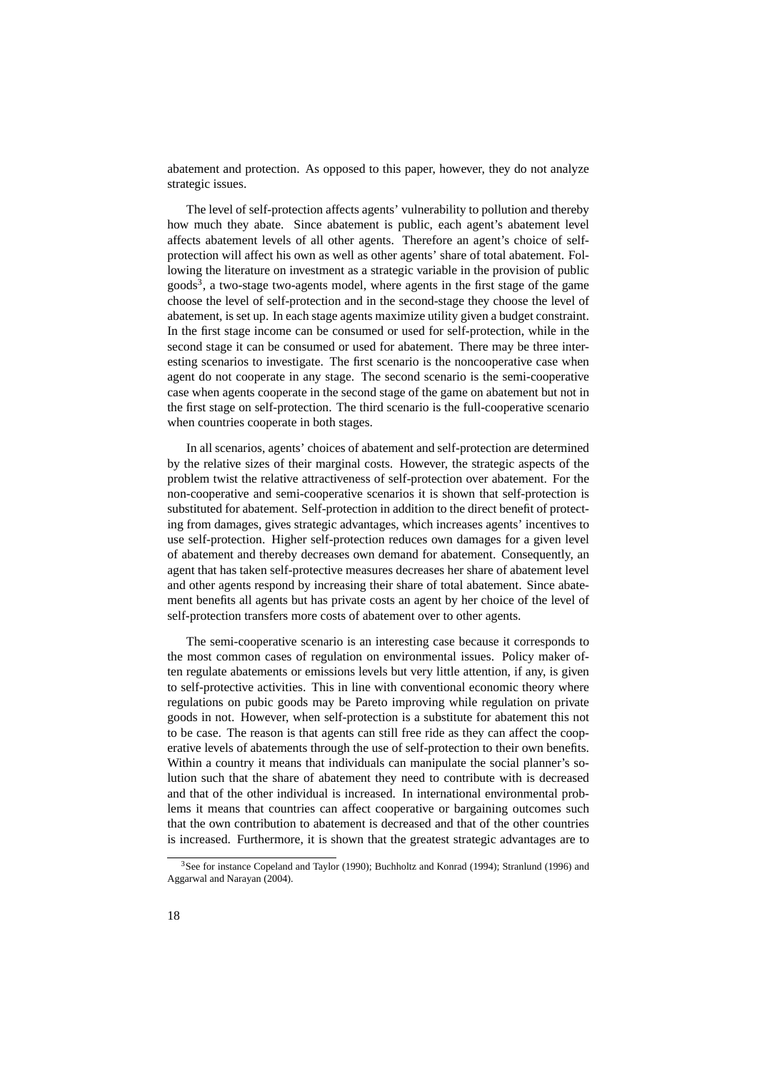abatement and protection. As opposed to this paper, however, they do not analyze strategic issues.

The level of self-protection affects agents' vulnerability to pollution and thereby how much they abate. Since abatement is public, each agent's abatement level affects abatement levels of all other agents. Therefore an agent's choice of self-protection will affect his own as well as other agents' share of total abatement. Following the literature on investment as a strategic variable in the provision of public goods[3], a two-stage two-agents model, where agents in the first stage of the game choose the level of self-protection and in the second-stage they choose the level of abatement, is set up. In each stage agents maximize utility given a budget constraint. In the first stage income can be consumed or used for self-protection, while in the second stage it can be consumed or used for abatement. There may be three interesting scenarios to investigate. The first scenario is the noncooperative case when agent do not cooperate in any stage. The second scenario is the semi-cooperative case when agents cooperate in the second stage of the game on abatement but not in the first stage on self-protection. The third scenario is the full-cooperative scenario when countries cooperate in both stages.

In all scenarios, agents' choices of abatement and self-protection are determined by the relative sizes of their marginal costs. However, the strategic aspects of the problem twist the relative attractiveness of self-protection over abatement. For the non-cooperative and semi-cooperative scenarios it is shown that self-protection is substituted for abatement. Self-protection in addition to the direct benefit of protecting from damages, gives strategic advantages, which increases agents' incentives to use self-protection. Higher self-protection reduces own damages for a given level of abatement and thereby decreases own demand for abatement. Consequently, an agent that has taken self-protective measures decreases her share of abatement level and other agents respond by increasing their share of total abatement. Since abatement benefits all agents but has private costs an agent by her choice of the level of self-protection transfers more costs of abatement over to other agents.

The semi-cooperative scenario is an interesting case because it corresponds to the most common cases of regulation on environmental issues. Policy maker often regulate abatements or emissions levels but very little attention, if any, is given to self-protective activities. This in line with conventional economic theory where regulations on pubic goods may be Pareto improving while regulation on private goods in not. However, when self-protection is a substitute for abatement this not to be case. The reason is that agents can still free ride as they can affect the cooperative levels of abatements through the use of self-protection to their own benefits. Within a country it means that individuals can manipulate the social planner's solution such that the share of abatement they need to contribute with is decreased and that of the other individual is increased. In international environmental problems it means that countries can affect cooperative or bargaining outcomes such that the own contribution to abatement is decreased and that of the other countries is increased. Furthermore, it is shown that the greatest strategic advantages are to

[3] See for instance Copeland and Taylor (1990); Buchholtz and Konrad (1994); Stranlund (1996) and Aggarwal and Narayan (2004).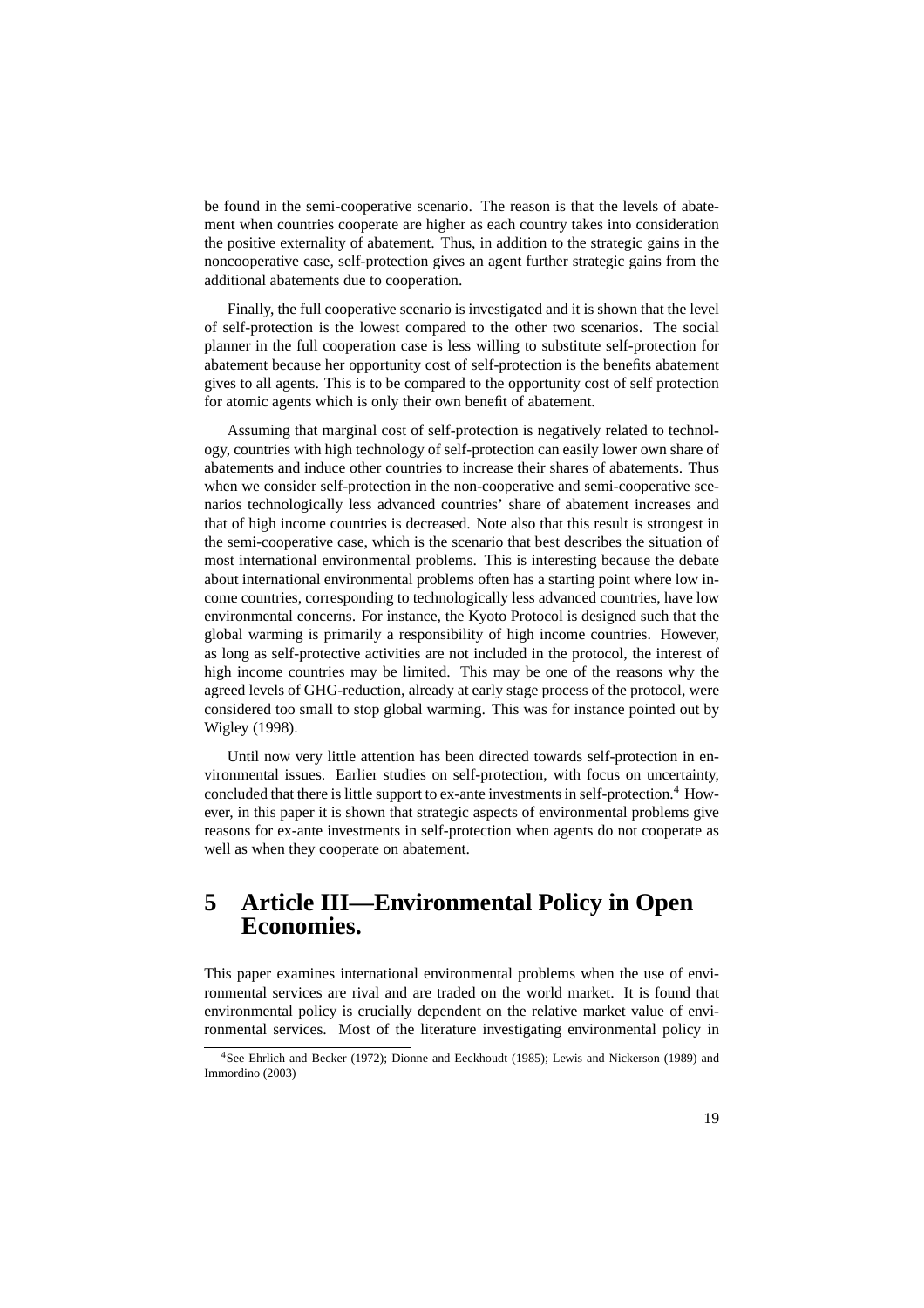be found in the semi-cooperative scenario. The reason is that the levels of abatement when countries cooperate are higher as each country takes into consideration the positive externality of abatement. Thus, in addition to the strategic gains in the noncooperative case, self-protection gives an agent further strategic gains from the additional abatements due to cooperation.

Finally, the full cooperative scenario is investigated and it is shown that the level of self-protection is the lowest compared to the other two scenarios. The social planner in the full cooperation case is less willing to substitute self-protection for abatement because her opportunity cost of self-protection is the benefits abatement gives to all agents. This is to be compared to the opportunity cost of self protection for atomic agents which is only their own benefit of abatement.

Assuming that marginal cost of self-protection is negatively related to technology, countries with high technology of self-protection can easily lower own share of abatements and induce other countries to increase their shares of abatements. Thus when we consider self-protection in the non-cooperative and semi-cooperative scenarios technologically less advanced countries' share of abatement increases and that of high income countries is decreased. Note also that this result is strongest in the semi-cooperative case, which is the scenario that best describes the situation of most international environmental problems. This is interesting because the debate about international environmental problems often has a starting point where low income countries, corresponding to technologically less advanced countries, have low environmental concerns. For instance, the Kyoto Protocol is designed such that the global warming is primarily a responsibility of high income countries. However, as long as self-protective activities are not included in the protocol, the interest of high income countries may be limited. This may be one of the reasons why the agreed levels of GHG-reduction, already at early stage process of the protocol, were considered too small to stop global warming. This was for instance pointed out by Wigley (1998).

Until now very little attention has been directed towards self-protection in environmental issues. Earlier studies on self-protection, with focus on uncertainty, concluded that there is little support to ex-ante investments in self-protection.[4] However, in this paper it is shown that strategic aspects of environmental problems give reasons for ex-ante investments in self-protection when agents do not cooperate as well as when they cooperate on abatement.

# 5 Article III—Environmental Policy in Open Economies.

This paper examines international environmental problems when the use of environmental services are rival and are traded on the world market. It is found that environmental policy is crucially dependent on the relative market value of environmental services. Most of the literature investigating environmental policy in

[4] See Ehrlich and Becker (1972); Dionne and Eeckhoudt (1985); Lewis and Nickerson (1989) and Immordino (2003)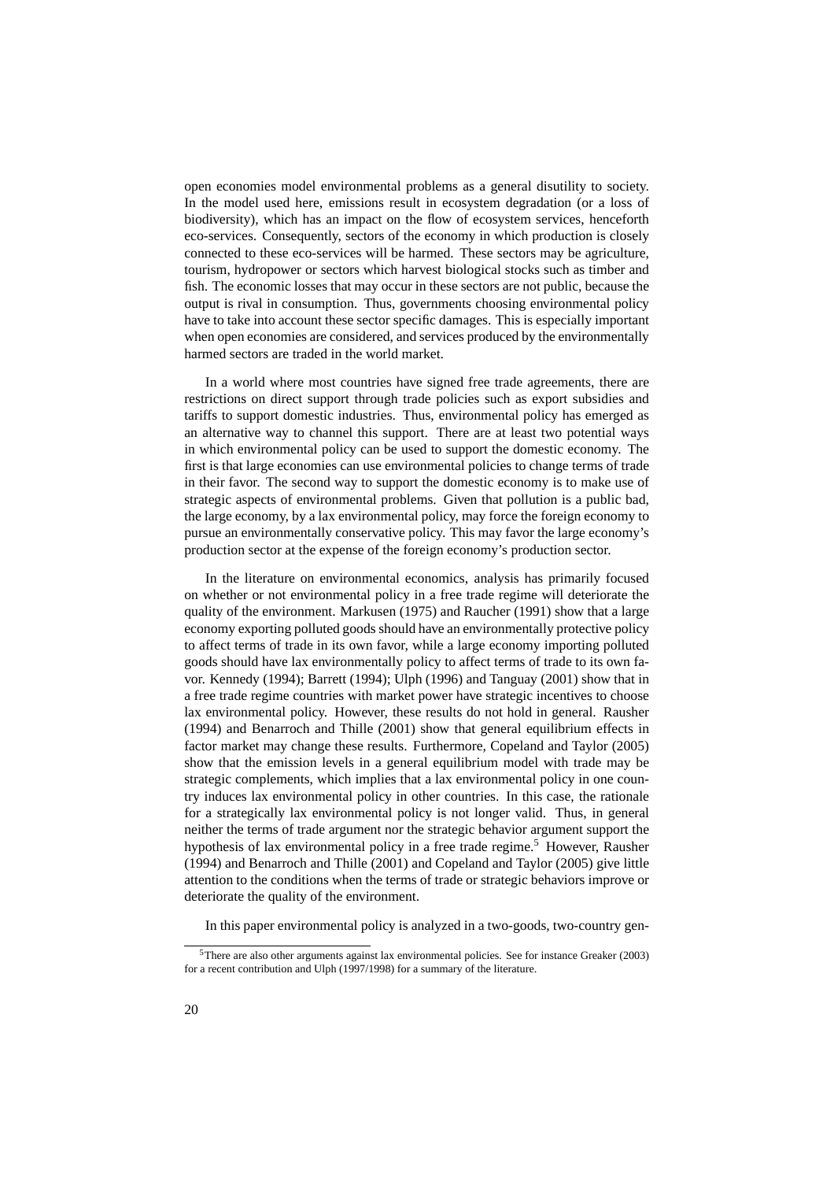open economies model environmental problems as a general disutility to society. In the model used here, emissions result in ecosystem degradation (or a loss of biodiversity), which has an impact on the flow of ecosystem services, henceforth eco-services. Consequently, sectors of the economy in which production is closely connected to these eco-services will be harmed. These sectors may be agriculture, tourism, hydropower or sectors which harvest biological stocks such as timber and fish. The economic losses that may occur in these sectors are not public, because the output is rival in consumption. Thus, governments choosing environmental policy have to take into account these sector specific damages. This is especially important when open economies are considered, and services produced by the environmentally harmed sectors are traded in the world market.

In a world where most countries have signed free trade agreements, there are restrictions on direct support through trade policies such as export subsidies and tariffs to support domestic industries. Thus, environmental policy has emerged as an alternative way to channel this support. There are at least two potential ways in which environmental policy can be used to support the domestic economy. The first is that large economies can use environmental policies to change terms of trade in their favor. The second way to support the domestic economy is to make use of strategic aspects of environmental problems. Given that pollution is a public bad, the large economy, by a lax environmental policy, may force the foreign economy to pursue an environmentally conservative policy. This may favor the large economy's production sector at the expense of the foreign economy's production sector.

In the literature on environmental economics, analysis has primarily focused on whether or not environmental policy in a free trade regime will deteriorate the quality of the environment. Markusen (1975) and Raucher (1991) show that a large economy exporting polluted goods should have an environmentally protective policy to affect terms of trade in its own favor, while a large economy importing polluted goods should have lax environmentally policy to affect terms of trade to its own favor. Kennedy (1994); Barrett (1994); Ulph (1996) and Tanguay (2001) show that in a free trade regime countries with market power have strategic incentives to choose lax environmental policy. However, these results do not hold in general. Rausher (1994) and Benarroch and Thille (2001) show that general equilibrium effects in factor market may change these results. Furthermore, Copeland and Taylor (2005) show that the emission levels in a general equilibrium model with trade may be strategic complements, which implies that a lax environmental policy in one country induces lax environmental policy in other countries. In this case, the rationale for a strategically lax environmental policy is not longer valid. Thus, in general neither the terms of trade argument nor the strategic behavior argument support the hypothesis of lax environmental policy in a free trade regime.[5] However, Rausher (1994) and Benarroch and Thille (2001) and Copeland and Taylor (2005) give little attention to the conditions when the terms of trade or strategic behaviors improve or deteriorate the quality of the environment.

In this paper environmental policy is analyzed in a two-goods, two-country gen-

[5] There are also other arguments against lax environmental policies. See for instance Greaker (2003) for a recent contribution and Ulph (1997/1998) for a summary of the literature.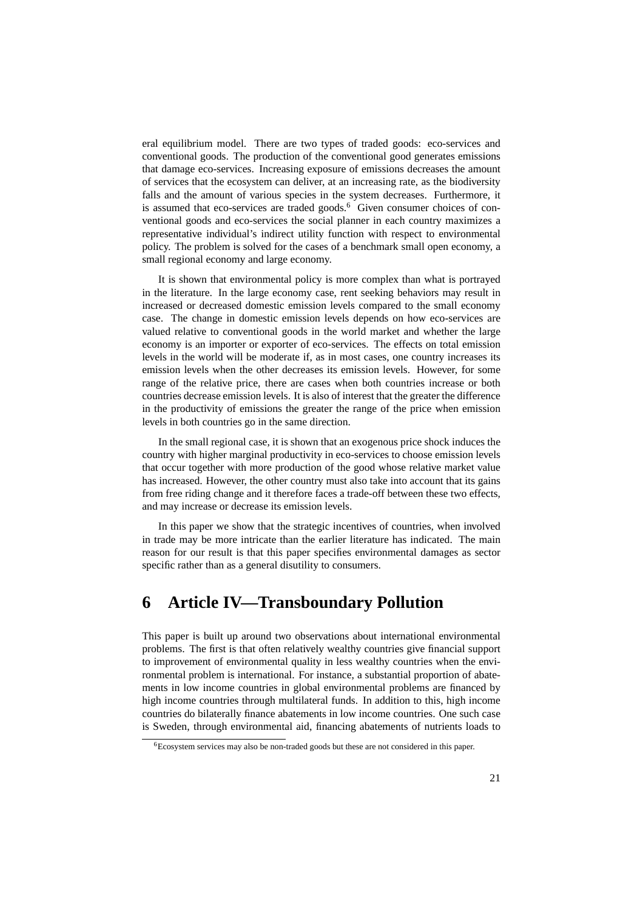eral equilibrium model. There are two types of traded goods: eco-services and conventional goods. The production of the conventional good generates emissions that damage eco-services. Increasing exposure of emissions decreases the amount of services that the ecosystem can deliver, at an increasing rate, as the biodiversity falls and the amount of various species in the system decreases. Furthermore, it is assumed that eco-services are traded goods.[6] Given consumer choices of conventional goods and eco-services the social planner in each country maximizes a representative individual's indirect utility function with respect to environmental policy. The problem is solved for the cases of a benchmark small open economy, a small regional economy and large economy.

It is shown that environmental policy is more complex than what is portrayed in the literature. In the large economy case, rent seeking behaviors may result in increased or decreased domestic emission levels compared to the small economy case. The change in domestic emission levels depends on how eco-services are valued relative to conventional goods in the world market and whether the large economy is an importer or exporter of eco-services. The effects on total emission levels in the world will be moderate if, as in most cases, one country increases its emission levels when the other decreases its emission levels. However, for some range of the relative price, there are cases when both countries increase or both countries decrease emission levels. It is also of interest that the greater the difference in the productivity of emissions the greater the range of the price when emission levels in both countries go in the same direction.

In the small regional case, it is shown that an exogenous price shock induces the country with higher marginal productivity in eco-services to choose emission levels that occur together with more production of the good whose relative market value has increased. However, the other country must also take into account that its gains from free riding change and it therefore faces a trade-off between these two effects, and may increase or decrease its emission levels.

In this paper we show that the strategic incentives of countries, when involved in trade may be more intricate than the earlier literature has indicated. The main reason for our result is that this paper specifies environmental damages as sector specific rather than as a general disutility to consumers.

# 6 Article IV—Transboundary Pollution

This paper is built up around two observations about international environmental problems. The first is that often relatively wealthy countries give financial support to improvement of environmental quality in less wealthy countries when the environmental problem is international. For instance, a substantial proportion of abatements in low income countries in global environmental problems are financed by high income countries through multilateral funds. In addition to this, high income countries do bilaterally finance abatements in low income countries. One such case is Sweden, through environmental aid, financing abatements of nutrients loads to

[6] Ecosystem services may also be non-traded goods but these are not considered in this paper.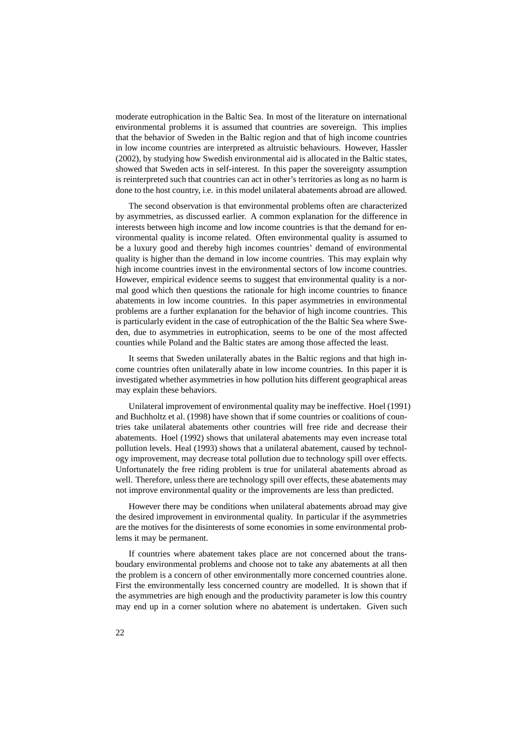moderate eutrophication in the Baltic Sea. In most of the literature on international environmental problems it is assumed that countries are sovereign. This implies that the behavior of Sweden in the Baltic region and that of high income countries in low income countries are interpreted as altruistic behaviours. However, Hassler (2002), by studying how Swedish environmental aid is allocated in the Baltic states, showed that Sweden acts in self-interest. In this paper the sovereignty assumption is reinterpreted such that countries can act in other's territories as long as no harm is done to the host country, i.e. in this model unilateral abatements abroad are allowed.

The second observation is that environmental problems often are characterized by asymmetries, as discussed earlier. A common explanation for the difference in interests between high income and low income countries is that the demand for environmental quality is income related. Often environmental quality is assumed to be a luxury good and thereby high incomes countries' demand of environmental quality is higher than the demand in low income countries. This may explain why high income countries invest in the environmental sectors of low income countries. However, empirical evidence seems to suggest that environmental quality is a normal good which then questions the rationale for high income countries to finance abatements in low income countries. In this paper asymmetries in environmental problems are a further explanation for the behavior of high income countries. This is particularly evident in the case of eutrophication of the the Baltic Sea where Sweden, due to asymmetries in eutrophication, seems to be one of the most affected counties while Poland and the Baltic states are among those affected the least.

It seems that Sweden unilaterally abates in the Baltic regions and that high income countries often unilaterally abate in low income countries. In this paper it is investigated whether asymmetries in how pollution hits different geographical areas may explain these behaviors.

Unilateral improvement of environmental quality may be ineffective. Hoel (1991) and Buchholtz et al. (1998) have shown that if some countries or coalitions of countries take unilateral abatements other countries will free ride and decrease their abatements. Hoel (1992) shows that unilateral abatements may even increase total pollution levels. Heal (1993) shows that a unilateral abatement, caused by technology improvement, may decrease total pollution due to technology spill over effects. Unfortunately the free riding problem is true for unilateral abatements abroad as well. Therefore, unless there are technology spill over effects, these abatements may not improve environmental quality or the improvements are less than predicted.

However there may be conditions when unilateral abatements abroad may give the desired improvement in environmental quality. In particular if the asymmetries are the motives for the disinterests of some economies in some environmental problems it may be permanent.

If countries where abatement takes place are not concerned about the transboudary environmental problems and choose not to take any abatements at all then the problem is a concern of other environmentally more concerned countries alone. First the environmentally less concerned country are modelled. It is shown that if the asymmetries are high enough and the productivity parameter is low this country may end up in a corner solution where no abatement is undertaken. Given such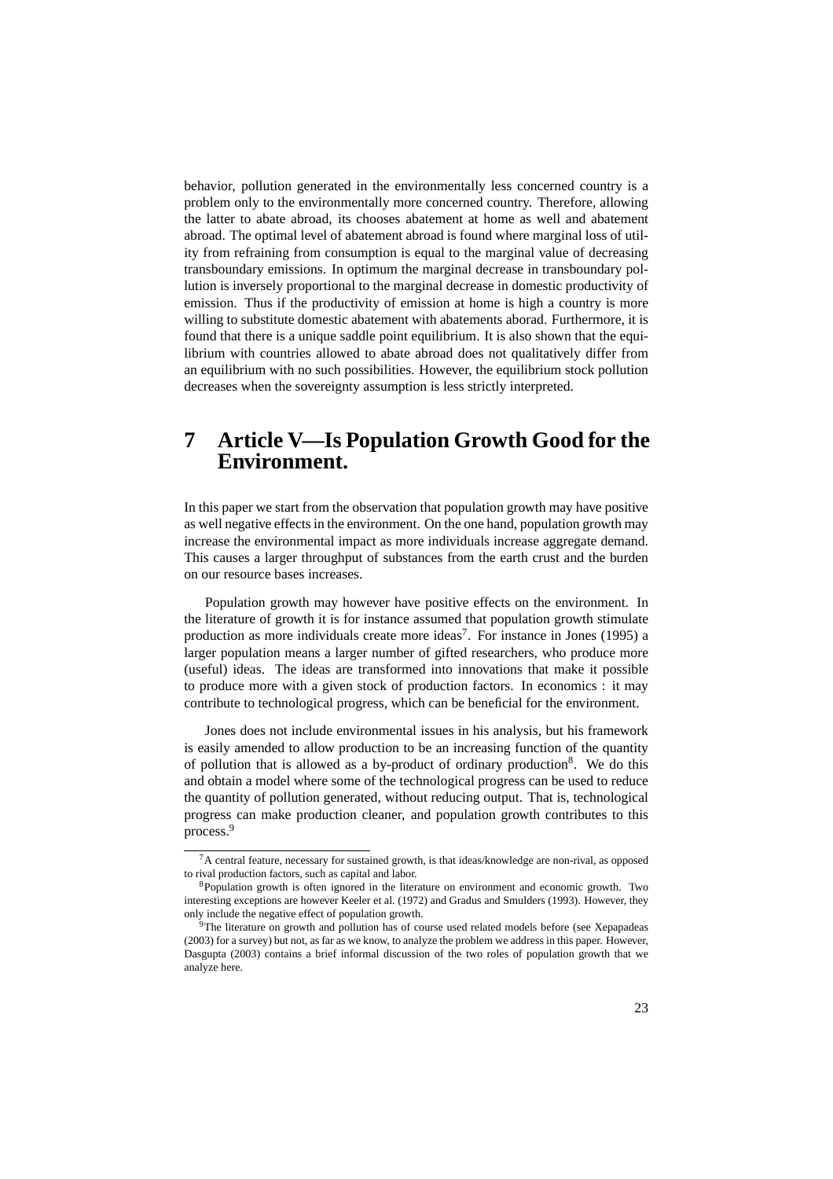behavior, pollution generated in the environmentally less concerned country is a problem only to the environmentally more concerned country. Therefore, allowing the latter to abate abroad, its chooses abatement at home as well and abatement abroad. The optimal level of abatement abroad is found where marginal loss of utility from refraining from consumption is equal to the marginal value of decreasing transboundary emissions. In optimum the marginal decrease in transboundary pollution is inversely proportional to the marginal decrease in domestic productivity of emission. Thus if the productivity of emission at home is high a country is more willing to substitute domestic abatement with abatements aborad. Furthermore, it is found that there is a unique saddle point equilibrium. It is also shown that the equilibrium with countries allowed to abate abroad does not qualitatively differ from an equilibrium with no such possibilities. However, the equilibrium stock pollution decreases when the sovereignty assumption is less strictly interpreted.

# 7 Article V—Is Population Growth Good for the Environment.

In this paper we start from the observation that population growth may have positive as well negative effects in the environment. On the one hand, population growth may increase the environmental impact as more individuals increase aggregate demand. This causes a larger throughput of substances from the earth crust and the burden on our resource bases increases.

Population growth may however have positive effects on the environment. In the literature of growth it is for instance assumed that population growth stimulate production as more individuals create more ideas[7]. For instance in Jones (1995) a larger population means a larger number of gifted researchers, who produce more (useful) ideas. The ideas are transformed into innovations that make it possible to produce more with a given stock of production factors. In economics : it may contribute to technological progress, which can be beneficial for the environment.

Jones does not include environmental issues in his analysis, but his framework is easily amended to allow production to be an increasing function of the quantity of pollution that is allowed as a by-product of ordinary production[8]. We do this and obtain a model where some of the technological progress can be used to reduce the quantity of pollution generated, without reducing output. That is, technological progress can make production cleaner, and population growth contributes to this process.[9]

---

[7] A central feature, necessary for sustained growth, is that ideas/knowledge are non-rival, as opposed to rival production factors, such as capital and labor.

[8] Population growth is often ignored in the literature on environment and economic growth. Two interesting exceptions are however Keeler et al. (1972) and Gradus and Smulders (1993). However, they only include the negative effect of population growth.

[9] The literature on growth and pollution has of course used related models before (see Xepapadeas (2003) for a survey) but not, as far as we know, to analyze the problem we address in this paper. However, Dasgupta (2003) contains a brief informal discussion of the two roles of population growth that we analyze here.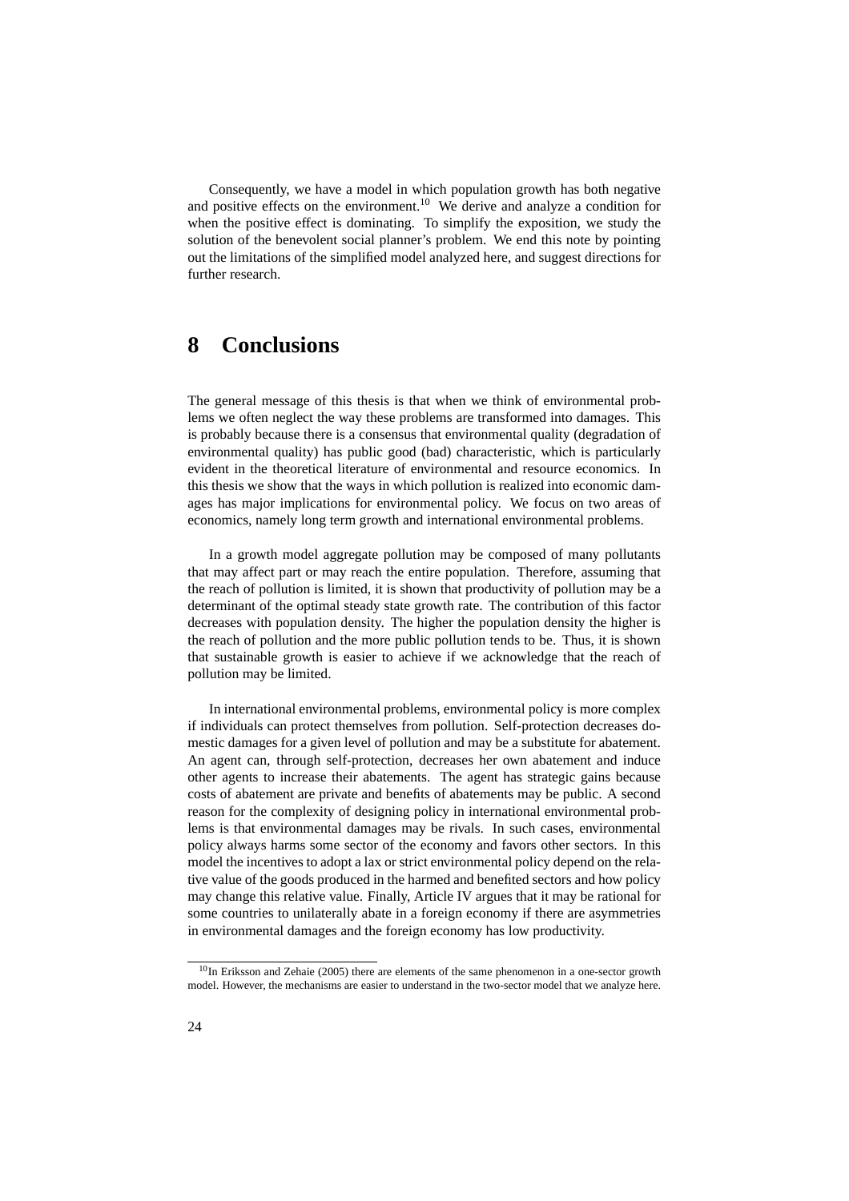Consequently, we have a model in which population growth has both negative and positive effects on the environment.[10] We derive and analyze a condition for when the positive effect is dominating. To simplify the exposition, we study the solution of the benevolent social planner's problem. We end this note by pointing out the limitations of the simplified model analyzed here, and suggest directions for further research.

# 8 Conclusions

The general message of this thesis is that when we think of environmental problems we often neglect the way these problems are transformed into damages. This is probably because there is a consensus that environmental quality (degradation of environmental quality) has public good (bad) characteristic, which is particularly evident in the theoretical literature of environmental and resource economics. In this thesis we show that the ways in which pollution is realized into economic damages has major implications for environmental policy. We focus on two areas of economics, namely long term growth and international environmental problems.

In a growth model aggregate pollution may be composed of many pollutants that may affect part or may reach the entire population. Therefore, assuming that the reach of pollution is limited, it is shown that productivity of pollution may be a determinant of the optimal steady state growth rate. The contribution of this factor decreases with population density. The higher the population density the higher is the reach of pollution and the more public pollution tends to be. Thus, it is shown that sustainable growth is easier to achieve if we acknowledge that the reach of pollution may be limited.

In international environmental problems, environmental policy is more complex if individuals can protect themselves from pollution. Self-protection decreases domestic damages for a given level of pollution and may be a substitute for abatement. An agent can, through self-protection, decreases her own abatement and induce other agents to increase their abatements. The agent has strategic gains because costs of abatement are private and benefits of abatements may be public. A second reason for the complexity of designing policy in international environmental problems is that environmental damages may be rivals. In such cases, environmental policy always harms some sector of the economy and favors other sectors. In this model the incentives to adopt a lax or strict environmental policy depend on the relative value of the goods produced in the harmed and benefited sectors and how policy may change this relative value. Finally, Article IV argues that it may be rational for some countries to unilaterally abate in a foreign economy if there are asymmetries in environmental damages and the foreign economy has low productivity.

[10] In Eriksson and Zehaie (2005) there are elements of the same phenomenon in a one-sector growth model. However, the mechanisms are easier to understand in the two-sector model that we analyze here.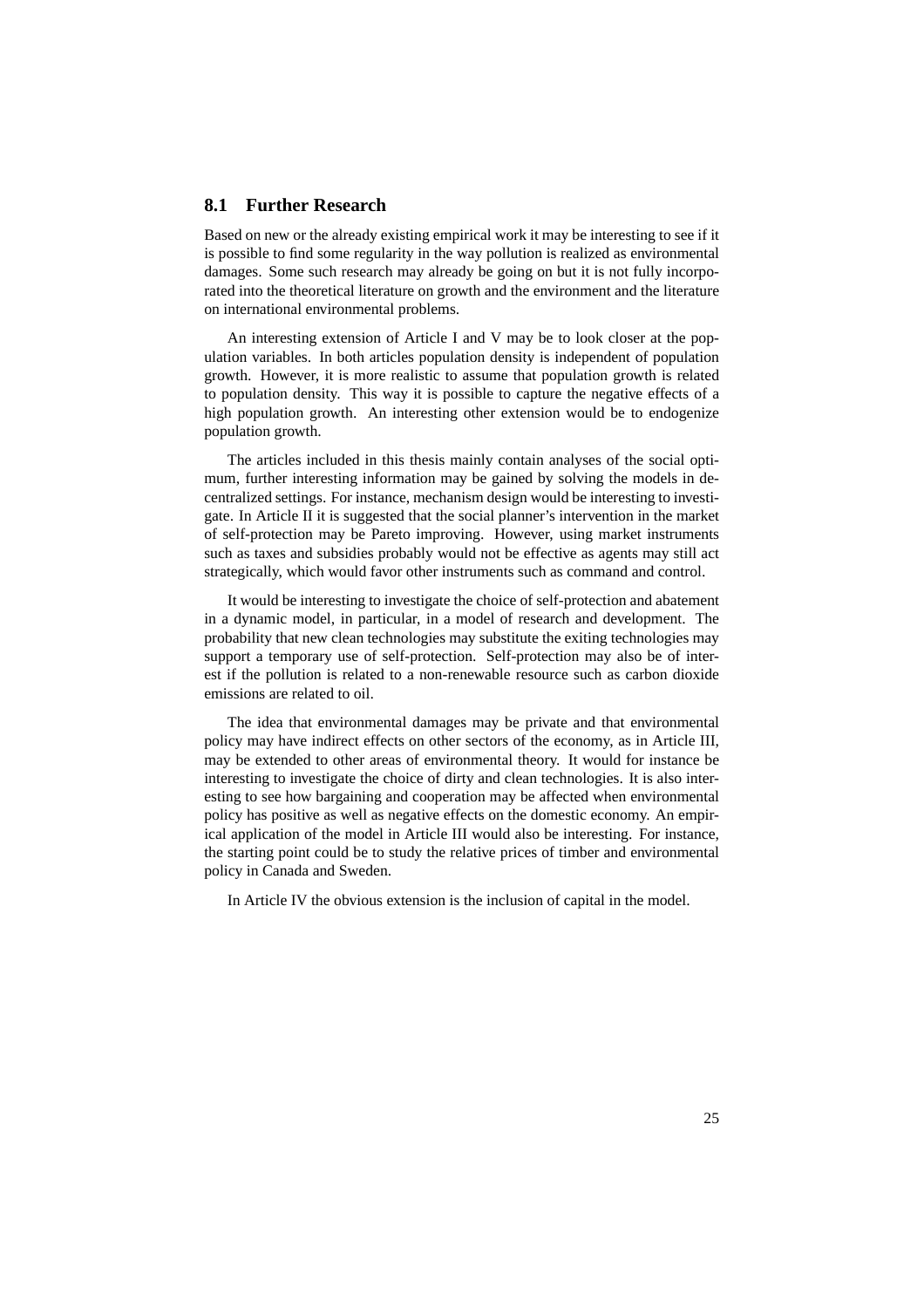## 8.1 Further Research

Based on new or the already existing empirical work it may be interesting to see if it is possible to find some regularity in the way pollution is realized as environmental damages. Some such research may already be going on but it is not fully incorporated into the theoretical literature on growth and the environment and the literature on international environmental problems.

An interesting extension of Article I and V may be to look closer at the population variables. In both articles population density is independent of population growth. However, it is more realistic to assume that population growth is related to population density. This way it is possible to capture the negative effects of a high population growth. An interesting other extension would be to endogenize population growth.

The articles included in this thesis mainly contain analyses of the social optimum, further interesting information may be gained by solving the models in decentralized settings. For instance, mechanism design would be interesting to investigate. In Article II it is suggested that the social planner's intervention in the market of self-protection may be Pareto improving. However, using market instruments such as taxes and subsidies probably would not be effective as agents may still act strategically, which would favor other instruments such as command and control.

It would be interesting to investigate the choice of self-protection and abatement in a dynamic model, in particular, in a model of research and development. The probability that new clean technologies may substitute the exiting technologies may support a temporary use of self-protection. Self-protection may also be of interest if the pollution is related to a non-renewable resource such as carbon dioxide emissions are related to oil.

The idea that environmental damages may be private and that environmental policy may have indirect effects on other sectors of the economy, as in Article III, may be extended to other areas of environmental theory. It would for instance be interesting to investigate the choice of dirty and clean technologies. It is also interesting to see how bargaining and cooperation may be affected when environmental policy has positive as well as negative effects on the domestic economy. An empirical application of the model in Article III would also be interesting. For instance, the starting point could be to study the relative prices of timber and environmental policy in Canada and Sweden.

In Article IV the obvious extension is the inclusion of capital in the model.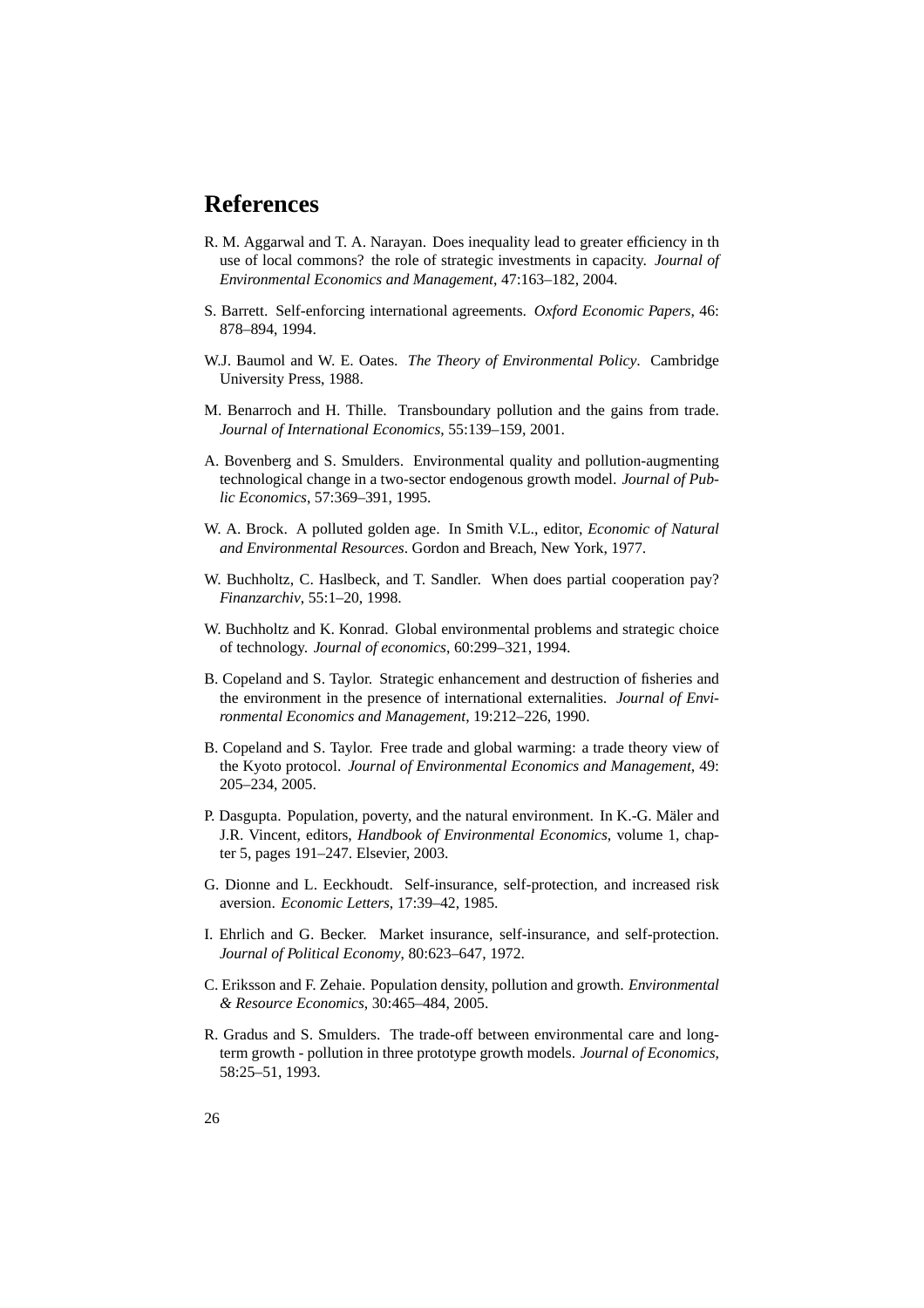# References

R. M. Aggarwal and T. A. Narayan. Does inequality lead to greater efficiency in th use of local commons? the role of strategic investments in capacity. *Journal of Environmental Economics and Management*, 47:163–182, 2004.

S. Barrett. Self-enforcing international agreements. *Oxford Economic Papers*, 46: 878–894, 1994.

W.J. Baumol and W. E. Oates. *The Theory of Environmental Policy*. Cambridge University Press, 1988.

M. Benarroch and H. Thille. Transboundary pollution and the gains from trade. *Journal of International Economics*, 55:139–159, 2001.

A. Bovenberg and S. Smulders. Environmental quality and pollution-augmenting technological change in a two-sector endogenous growth model. *Journal of Public Economics*, 57:369–391, 1995.

W. A. Brock. A polluted golden age. In Smith V.L., editor, *Economic of Natural and Environmental Resources*. Gordon and Breach, New York, 1977.

W. Buchholtz, C. Haslbeck, and T. Sandler. When does partial cooperation pay? *Finanzarchiv*, 55:1–20, 1998.

W. Buchholtz and K. Konrad. Global environmental problems and strategic choice of technology. *Journal of economics*, 60:299–321, 1994.

B. Copeland and S. Taylor. Strategic enhancement and destruction of fisheries and the environment in the presence of international externalities. *Journal of Environmental Economics and Management*, 19:212–226, 1990.

B. Copeland and S. Taylor. Free trade and global warming: a trade theory view of the Kyoto protocol. *Journal of Environmental Economics and Management*, 49: 205–234, 2005.

P. Dasgupta. Population, poverty, and the natural environment. In K.-G. Mäler and J.R. Vincent, editors, *Handbook of Environmental Economics*, volume 1, chapter 5, pages 191–247. Elsevier, 2003.

G. Dionne and L. Eeckhoudt. Self-insurance, self-protection, and increased risk aversion. *Economic Letters*, 17:39–42, 1985.

I. Ehrlich and G. Becker. Market insurance, self-insurance, and self-protection. *Journal of Political Economy*, 80:623–647, 1972.

C. Eriksson and F. Zehaie. Population density, pollution and growth. *Environmental & Resource Economics*, 30:465–484, 2005.

R. Gradus and S. Smulders. The trade-off between environmental care and long-term growth - pollution in three prototype growth models. *Journal of Economics*, 58:25–51, 1993.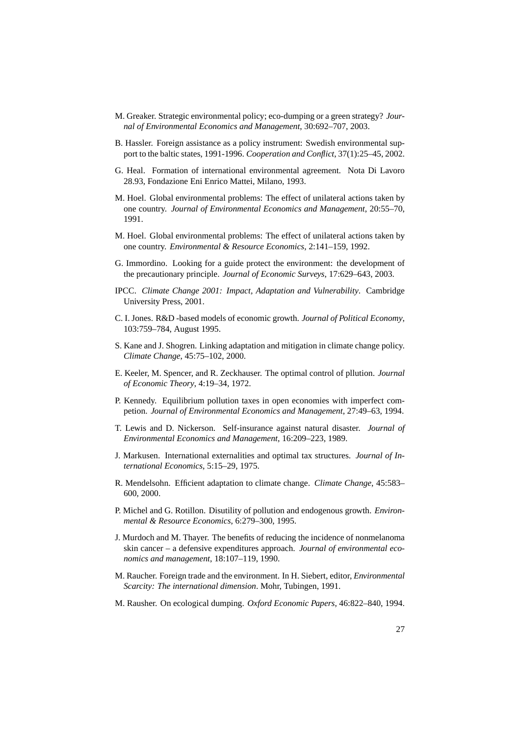M. Greaker. Strategic environmental policy; eco-dumping or a green strategy? *Journal of Environmental Economics and Management*, 30:692–707, 2003.

B. Hassler. Foreign assistance as a policy instrument: Swedish environmental support to the baltic states, 1991-1996. *Cooperation and Conflict*, 37(1):25–45, 2002.

G. Heal. Formation of international environmental agreement. Nota Di Lavoro 28.93, Fondazione Eni Enrico Mattei, Milano, 1993.

M. Hoel. Global environmental problems: The effect of unilateral actions taken by one country. *Journal of Environmental Economics and Management*, 20:55–70, 1991.

M. Hoel. Global environmental problems: The effect of unilateral actions taken by one country. *Environmental & Resource Economics*, 2:141–159, 1992.

G. Immordino. Looking for a guide protect the environment: the development of the precautionary principle. *Journal of Economic Surveys*, 17:629–643, 2003.

IPCC. *Climate Change 2001: Impact, Adaptation and Vulnerability*. Cambridge University Press, 2001.

C. I. Jones. R&D -based models of economic growth. *Journal of Political Economy*, 103:759–784, August 1995.

S. Kane and J. Shogren. Linking adaptation and mitigation in climate change policy. *Climate Change*, 45:75–102, 2000.

E. Keeler, M. Spencer, and R. Zeckhauser. The optimal control of pllution. *Journal of Economic Theory*, 4:19–34, 1972.

P. Kennedy. Equilibrium pollution taxes in open economies with imperfect competion. *Journal of Environmental Economics and Management*, 27:49–63, 1994.

T. Lewis and D. Nickerson. Self-insurance against natural disaster. *Journal of Environmental Economics and Management*, 16:209–223, 1989.

J. Markusen. International externalities and optimal tax structures. *Journal of International Economics*, 5:15–29, 1975.

R. Mendelsohn. Efficient adaptation to climate change. *Climate Change*, 45:583–600, 2000.

P. Michel and G. Rotillon. Disutility of pollution and endogenous growth. *Environmental & Resource Economics*, 6:279–300, 1995.

J. Murdoch and M. Thayer. The benefits of reducing the incidence of nonmelanoma skin cancer – a defensive expenditures approach. *Journal of environmental economics and management*, 18:107–119, 1990.

M. Raucher. Foreign trade and the environment. In H. Siebert, editor, *Environmental Scarcity: The international dimension*. Mohr, Tubingen, 1991.

M. Rausher. On ecological dumping. *Oxford Economic Papers*, 46:822–840, 1994.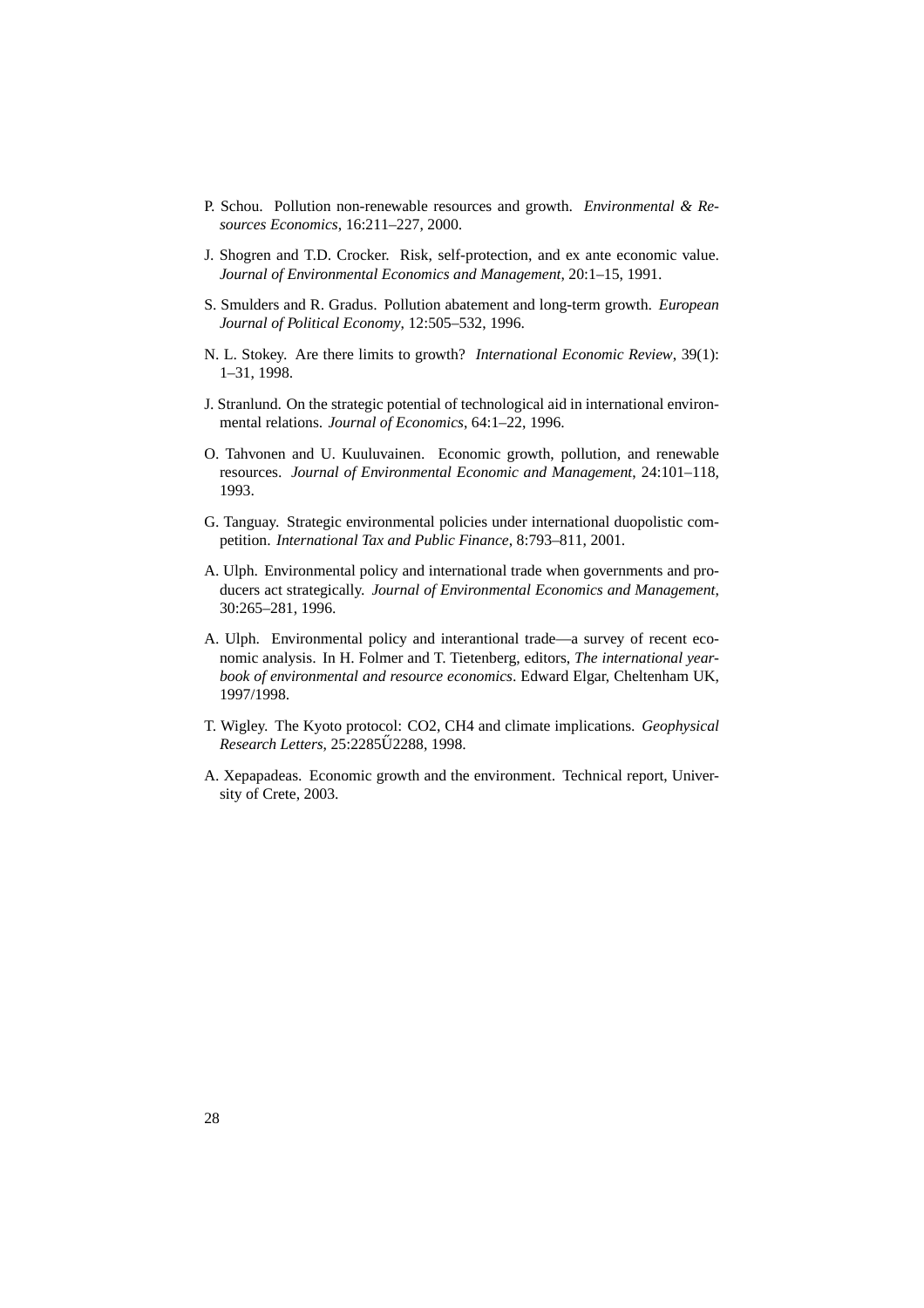P. Schou. Pollution non-renewable resources and growth. *Environmental & Resources Economics*, 16:211–227, 2000.

J. Shogren and T.D. Crocker. Risk, self-protection, and ex ante economic value. *Journal of Environmental Economics and Management*, 20:1–15, 1991.

S. Smulders and R. Gradus. Pollution abatement and long-term growth. *European Journal of Political Economy*, 12:505–532, 1996.

N. L. Stokey. Are there limits to growth? *International Economic Review*, 39(1): 1–31, 1998.

J. Stranlund. On the strategic potential of technological aid in international environmental relations. *Journal of Economics*, 64:1–22, 1996.

O. Tahvonen and U. Kuuluvainen. Economic growth, pollution, and renewable resources. *Journal of Environmental Economic and Management*, 24:101–118, 1993.

G. Tanguay. Strategic environmental policies under international duopolistic competition. *International Tax and Public Finance*, 8:793–811, 2001.

A. Ulph. Environmental policy and international trade when governments and producers act strategically. *Journal of Environmental Economics and Management*, 30:265–281, 1996.

A. Ulph. Environmental policy and interantional trade—a survey of recent economic analysis. In H. Folmer and T. Tietenberg, editors, *The international yearbook of environmental and resource economics*. Edward Elgar, Cheltenham UK, 1997/1998.

T. Wigley. The Kyoto protocol: CO2, CH4 and climate implications. *Geophysical Research Letters*, 25:2285Ű2288, 1998.

A. Xepapadeas. Economic growth and the environment. Technical report, University of Crete, 2003.